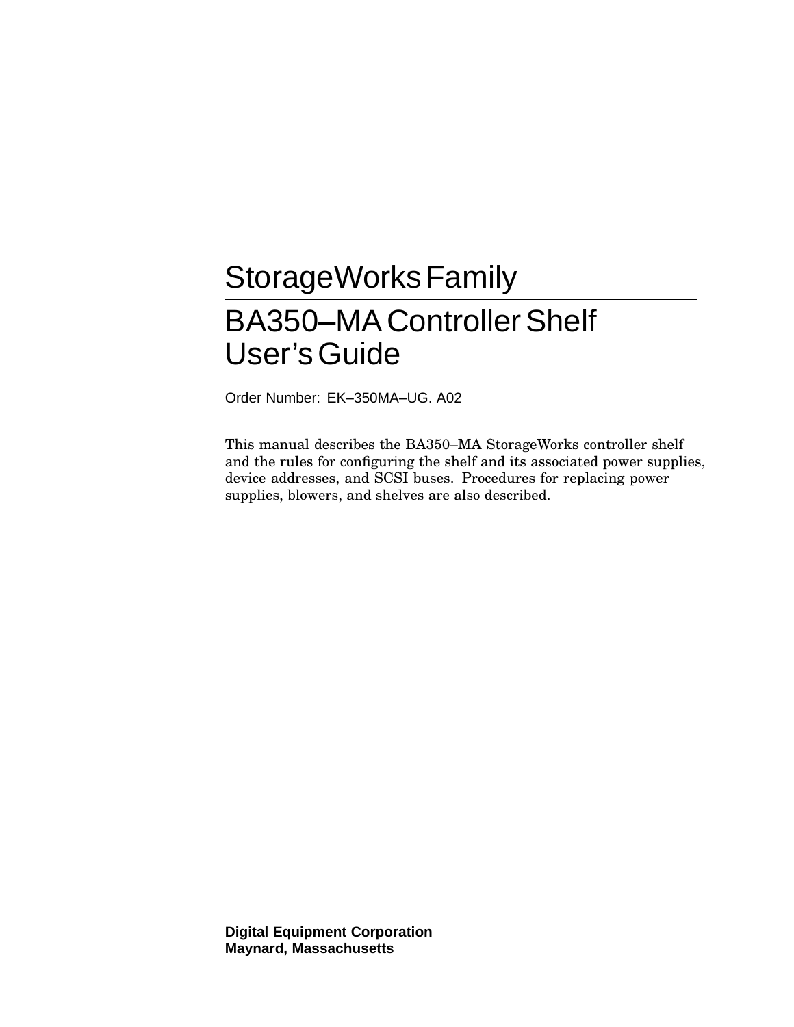# StorageWorks Family

# BA350–MA Controller Shelf User's Guide

Order Number: EK–350MA–UG. A02

This manual describes the BA350–MA StorageWorks controller shelf and the rules for configuring the shelf and its associated power supplies, device addresses, and SCSI buses. Procedures for replacing power supplies, blowers, and shelves are also described.

**Digital Equipment Corporation**
**Maynard, Massachusetts**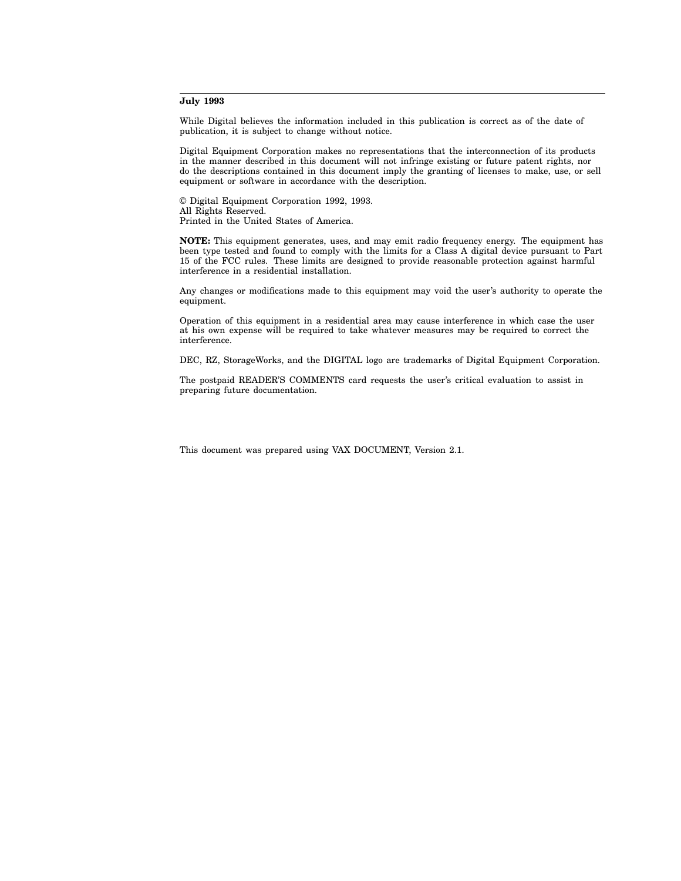**July 1993**

While Digital believes the information included in this publication is correct as of the date of publication, it is subject to change without notice.

Digital Equipment Corporation makes no representations that the interconnection of its products in the manner described in this document will not infringe existing or future patent rights, nor do the descriptions contained in this document imply the granting of licenses to make, use, or sell equipment or software in accordance with the description.

© Digital Equipment Corporation 1992, 1993.
All Rights Reserved.
Printed in the United States of America.

**NOTE:** This equipment generates, uses, and may emit radio frequency energy. The equipment has been type tested and found to comply with the limits for a Class A digital device pursuant to Part 15 of the FCC rules. These limits are designed to provide reasonable protection against harmful interference in a residential installation.

Any changes or modifications made to this equipment may void the user's authority to operate the equipment.

Operation of this equipment in a residential area may cause interference in which case the user at his own expense will be required to take whatever measures may be required to correct the interference.

DEC, RZ, StorageWorks, and the DIGITAL logo are trademarks of Digital Equipment Corporation.

The postpaid READER'S COMMENTS card requests the user's critical evaluation to assist in preparing future documentation.

This document was prepared using VAX DOCUMENT, Version 2.1.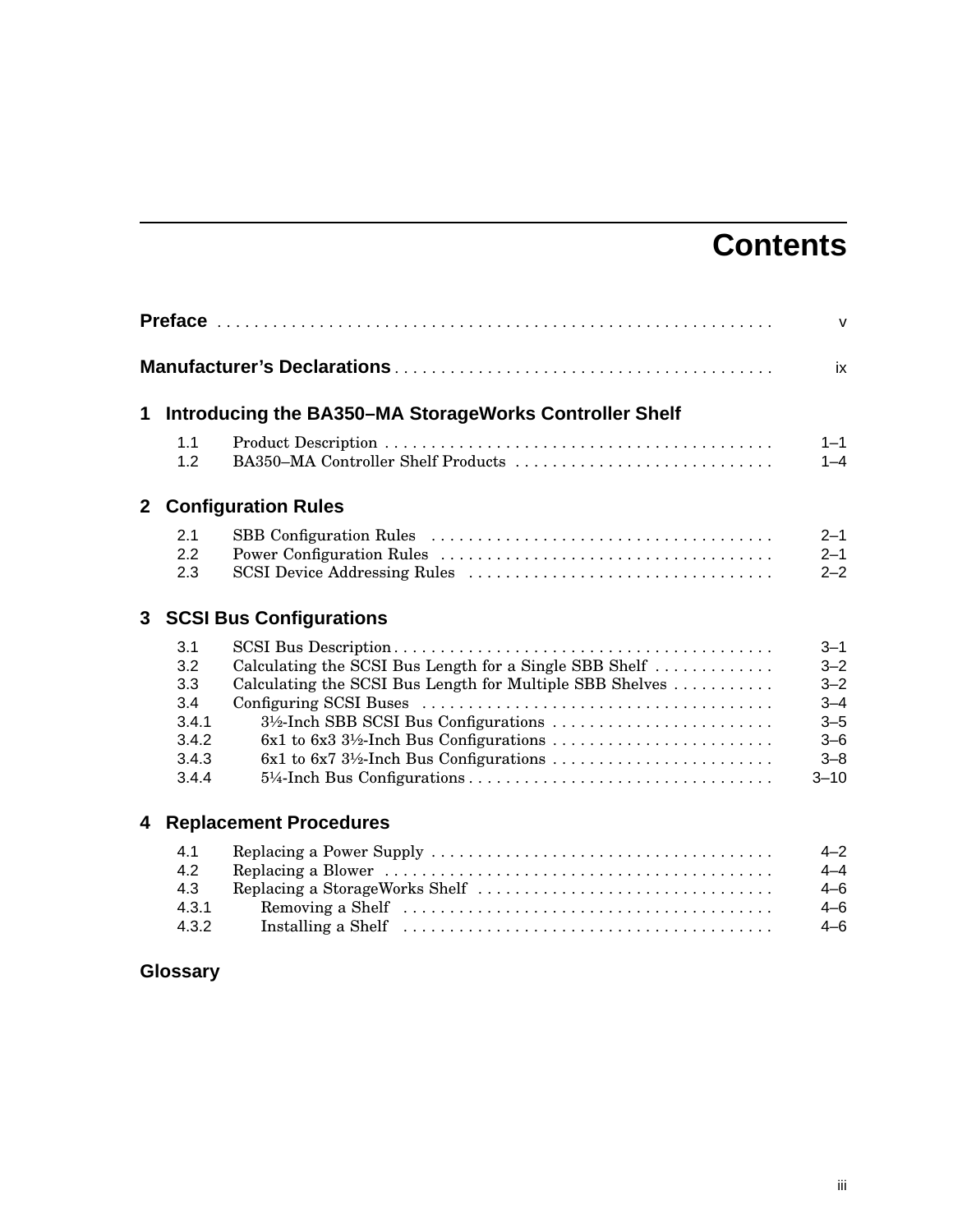# Contents

| | | |
|---|---|---|
| **Preface** | | v |
| **Manufacturer's Declarations** | | ix |
| **1 Introducing the BA350–MA StorageWorks Controller Shelf** | | |
| 1.1 | Product Description | 1–1 |
| 1.2 | BA350–MA Controller Shelf Products | 1–4 |
| **2 Configuration Rules** | | |
| 2.1 | SBB Configuration Rules | 2–1 |
| 2.2 | Power Configuration Rules | 2–1 |
| 2.3 | SCSI Device Addressing Rules | 2–2 |
| **3 SCSI Bus Configurations** | | |
| 3.1 | SCSI Bus Description | 3–1 |
| 3.2 | Calculating the SCSI Bus Length for a Single SBB Shelf | 3–2 |
| 3.3 | Calculating the SCSI Bus Length for Multiple SBB Shelves | 3–2 |
| 3.4 | Configuring SCSI Buses | 3–4 |
| 3.4.1 | 3½-Inch SBB SCSI Bus Configurations | 3–5 |
| 3.4.2 | 6x1 to 6x3 3½-Inch Bus Configurations | 3–6 |
| 3.4.3 | 6x1 to 6x7 3½-Inch Bus Configurations | 3–8 |
| 3.4.4 | 5¼-Inch Bus Configurations | 3–10 |
| **4 Replacement Procedures** | | |
| 4.1 | Replacing a Power Supply | 4–2 |
| 4.2 | Replacing a Blower | 4–4 |
| 4.3 | Replacing a StorageWorks Shelf | 4–6 |
| 4.3.1 | Removing a Shelf | 4–6 |
| 4.3.2 | Installing a Shelf | 4–6 |
| **Glossary** | | |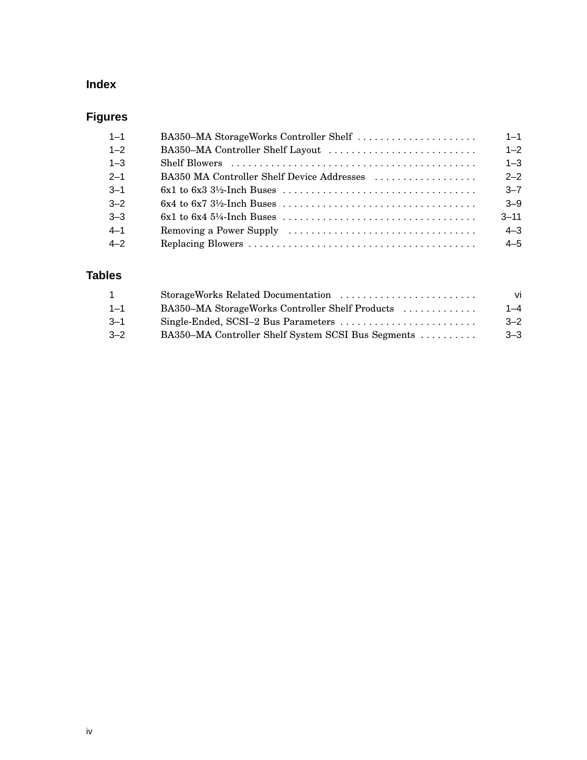## Index

## Figures

| | | |
|---|---|---|
| 1–1 | BA350–MA StorageWorks Controller Shelf | 1–1 |
| 1–2 | BA350–MA Controller Shelf Layout | 1–2 |
| 1–3 | Shelf Blowers | 1–3 |
| 2–1 | BA350 MA Controller Shelf Device Addresses | 2–2 |
| 3–1 | 6x1 to 6x3 3½-Inch Buses | 3–7 |
| 3–2 | 6x4 to 6x7 3½-Inch Buses | 3–9 |
| 3–3 | 6x1 to 6x4 5¼-Inch Buses | 3–11 |
| 4–1 | Removing a Power Supply | 4–3 |
| 4–2 | Replacing Blowers | 4–5 |

## Tables

| | | |
|---|---|---|
| 1 | StorageWorks Related Documentation | vi |
| 1–1 | BA350–MA StorageWorks Controller Shelf Products | 1–4 |
| 3–1 | Single-Ended, SCSI–2 Bus Parameters | 3–2 |
| 3–2 | BA350–MA Controller Shelf System SCSI Bus Segments | 3–3 |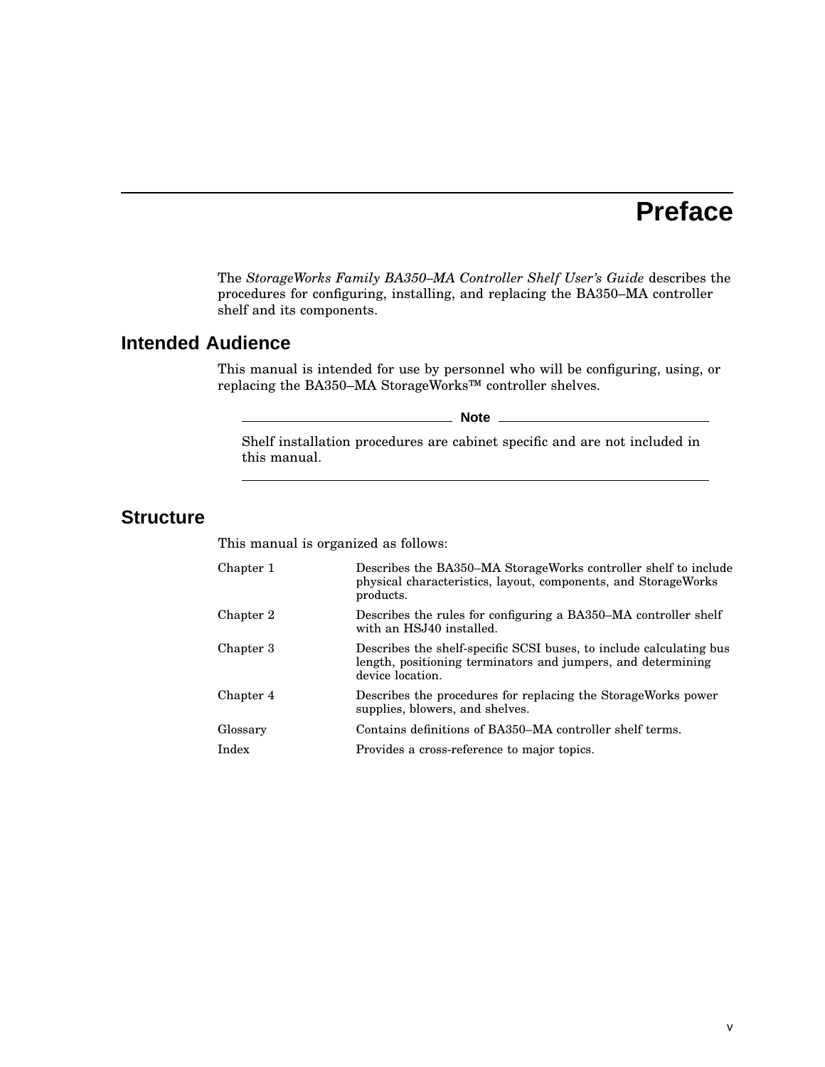# Preface

The *StorageWorks Family BA350–MA Controller Shelf User's Guide* describes the procedures for configuring, installing, and replacing the BA350–MA controller shelf and its components.

## Intended Audience

This manual is intended for use by personnel who will be configuring, using, or replacing the BA350–MA StorageWorks™ controller shelves.

**Note**

Shelf installation procedures are cabinet specific and are not included in this manual.

## Structure

This manual is organized as follows:

| | |
|---|---|
| Chapter 1 | Describes the BA350–MA StorageWorks controller shelf to include physical characteristics, layout, components, and StorageWorks products. |
| Chapter 2 | Describes the rules for configuring a BA350–MA controller shelf with an HSJ40 installed. |
| Chapter 3 | Describes the shelf-specific SCSI buses, to include calculating bus length, positioning terminators and jumpers, and determining device location. |
| Chapter 4 | Describes the procedures for replacing the StorageWorks power supplies, blowers, and shelves. |
| Glossary | Contains definitions of BA350–MA controller shelf terms. |
| Index | Provides a cross-reference to major topics. |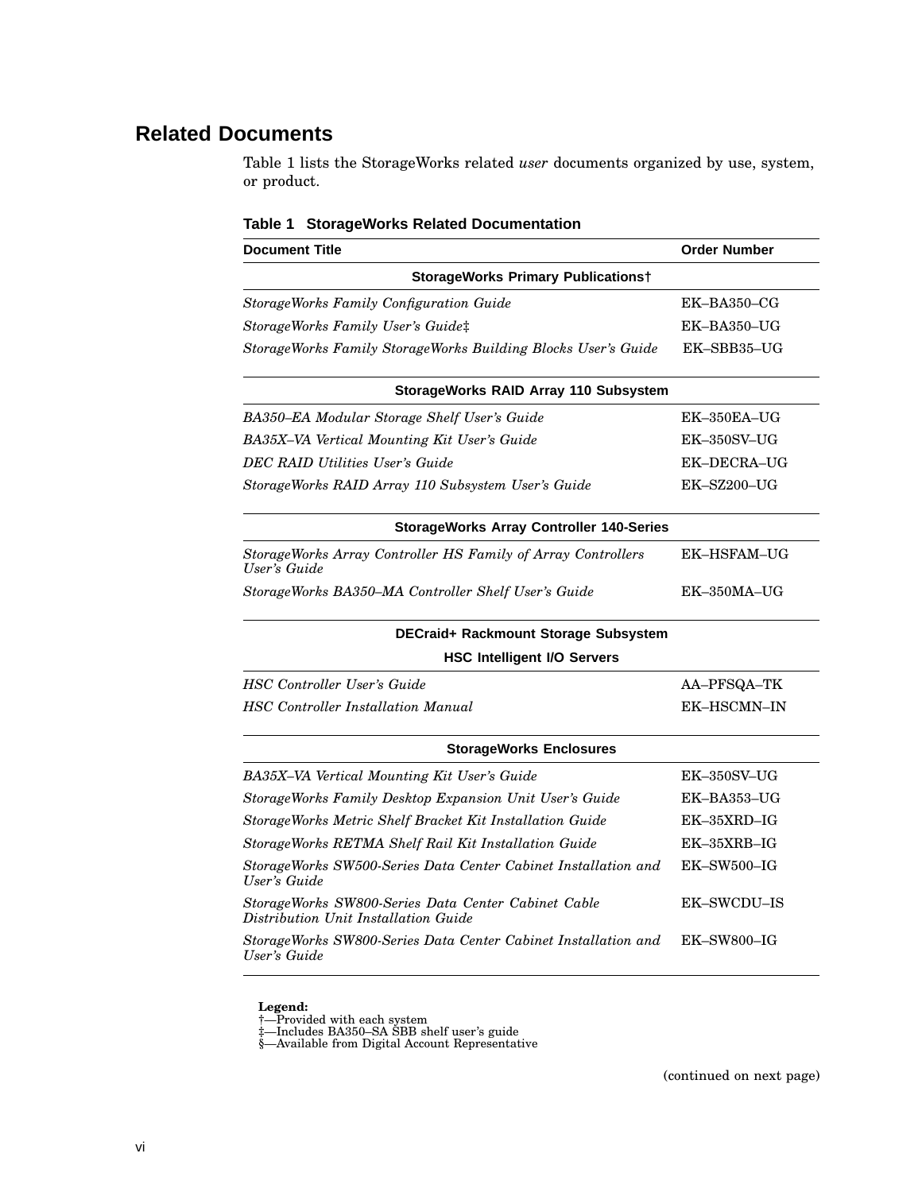## Related Documents

Table 1 lists the StorageWorks related *user* documents organized by use, system, or product.

**Table 1 StorageWorks Related Documentation**

| Document Title | Order Number |
|---|---|
| **StorageWorks Primary Publications†** | |
| *StorageWorks Family Configuration Guide* | EK–BA350–CG |
| *StorageWorks Family User's Guide*‡ | EK–BA350–UG |
| *StorageWorks Family StorageWorks Building Blocks User's Guide* | EK–SBB35–UG |
| **StorageWorks RAID Array 110 Subsystem** | |
| *BA350–EA Modular Storage Shelf User's Guide* | EK–350EA–UG |
| *BA35X–VA Vertical Mounting Kit User's Guide* | EK–350SV–UG |
| *DEC RAID Utilities User's Guide* | EK–DECRA–UG |
| *StorageWorks RAID Array 110 Subsystem User's Guide* | EK–SZ200–UG |
| **StorageWorks Array Controller 140-Series** | |
| *StorageWorks Array Controller HS Family of Array Controllers User's Guide* | EK–HSFAM–UG |
| *StorageWorks BA350–MA Controller Shelf User's Guide* | EK–350MA–UG |
| **DECraid+ Rackmount Storage Subsystem** | |
| **HSC Intelligent I/O Servers** | |
| *HSC Controller User's Guide* | AA–PFSQA–TK |
| *HSC Controller Installation Manual* | EK–HSCMN–IN |
| **StorageWorks Enclosures** | |
| *BA35X–VA Vertical Mounting Kit User's Guide* | EK–350SV–UG |
| *StorageWorks Family Desktop Expansion Unit User's Guide* | EK–BA353–UG |
| *StorageWorks Metric Shelf Bracket Kit Installation Guide* | EK–35XRD–IG |
| *StorageWorks RETMA Shelf Rail Kit Installation Guide* | EK–35XRB–IG |
| *StorageWorks SW500-Series Data Center Cabinet Installation and User's Guide* | EK–SW500–IG |
| *StorageWorks SW800-Series Data Center Cabinet Cable Distribution Unit Installation Guide* | EK–SWCDU–IS |
| *StorageWorks SW800-Series Data Center Cabinet Installation and User's Guide* | EK–SW800–IG |

**Legend:**
†—Provided with each system
‡—Includes BA350–SA SBB shelf user's guide
§—Available from Digital Account Representative

(continued on next page)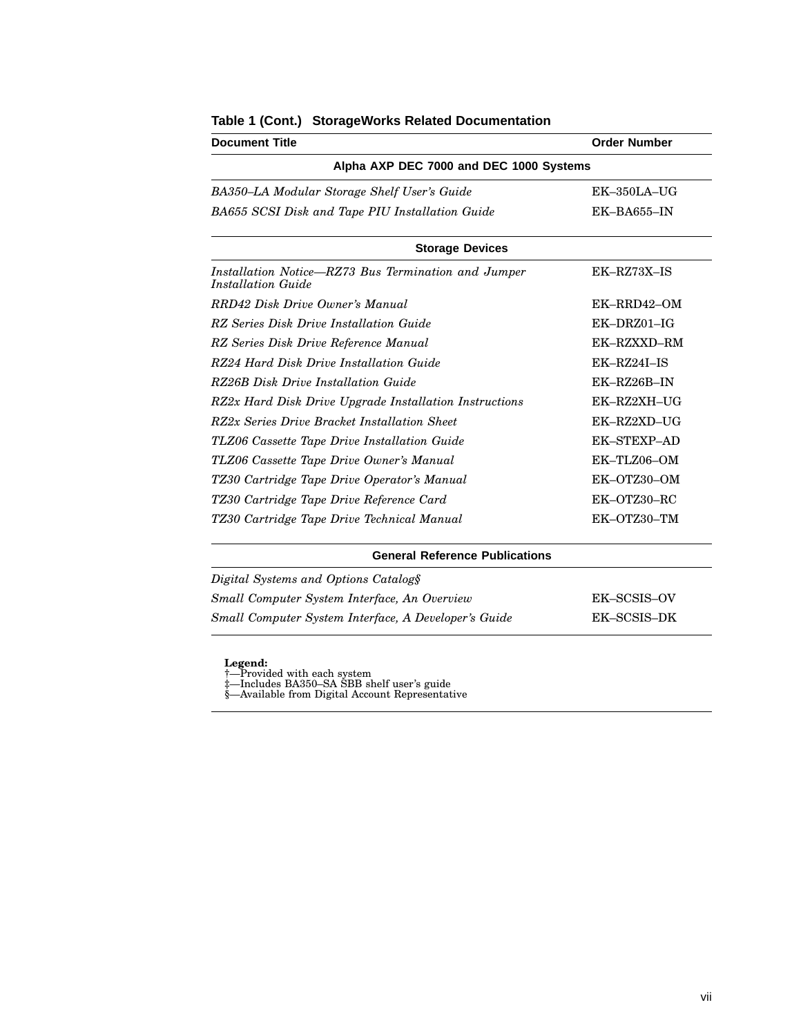**Table 1 (Cont.) StorageWorks Related Documentation**

| Document Title | Order Number |
|---|---|
| **Alpha AXP DEC 7000 and DEC 1000 Systems** | |
| *BA350–LA Modular Storage Shelf User's Guide* | EK–350LA–UG |
| *BA655 SCSI Disk and Tape PIU Installation Guide* | EK–BA655–IN |
| **Storage Devices** | |
| *Installation Notice—RZ73 Bus Termination and Jumper Installation Guide* | EK–RZ73X–IS |
| *RRD42 Disk Drive Owner's Manual* | EK–RRD42–OM |
| *RZ Series Disk Drive Installation Guide* | EK–DRZ01–IG |
| *RZ Series Disk Drive Reference Manual* | EK–RZXXD–RM |
| *RZ24 Hard Disk Drive Installation Guide* | EK–RZ24I–IS |
| *RZ26B Disk Drive Installation Guide* | EK–RZ26B–IN |
| *RZ2x Hard Disk Drive Upgrade Installation Instructions* | EK–RZ2XH–UG |
| *RZ2x Series Drive Bracket Installation Sheet* | EK–RZ2XD–UG |
| *TLZ06 Cassette Tape Drive Installation Guide* | EK–STEXP–AD |
| *TLZ06 Cassette Tape Drive Owner's Manual* | EK–TLZ06–OM |
| *TZ30 Cartridge Tape Drive Operator's Manual* | EK–OTZ30–OM |
| *TZ30 Cartridge Tape Drive Reference Card* | EK–OTZ30–RC |
| *TZ30 Cartridge Tape Drive Technical Manual* | EK–OTZ30–TM |
| **General Reference Publications** | |
| *Digital Systems and Options Catalog*§ | |
| *Small Computer System Interface, An Overview* | EK–SCSIS–OV |
| *Small Computer System Interface, A Developer's Guide* | EK–SCSIS–DK |

**Legend:**
†—Provided with each system
‡—Includes BA350–SA SBB shelf user's guide
§—Available from Digital Account Representative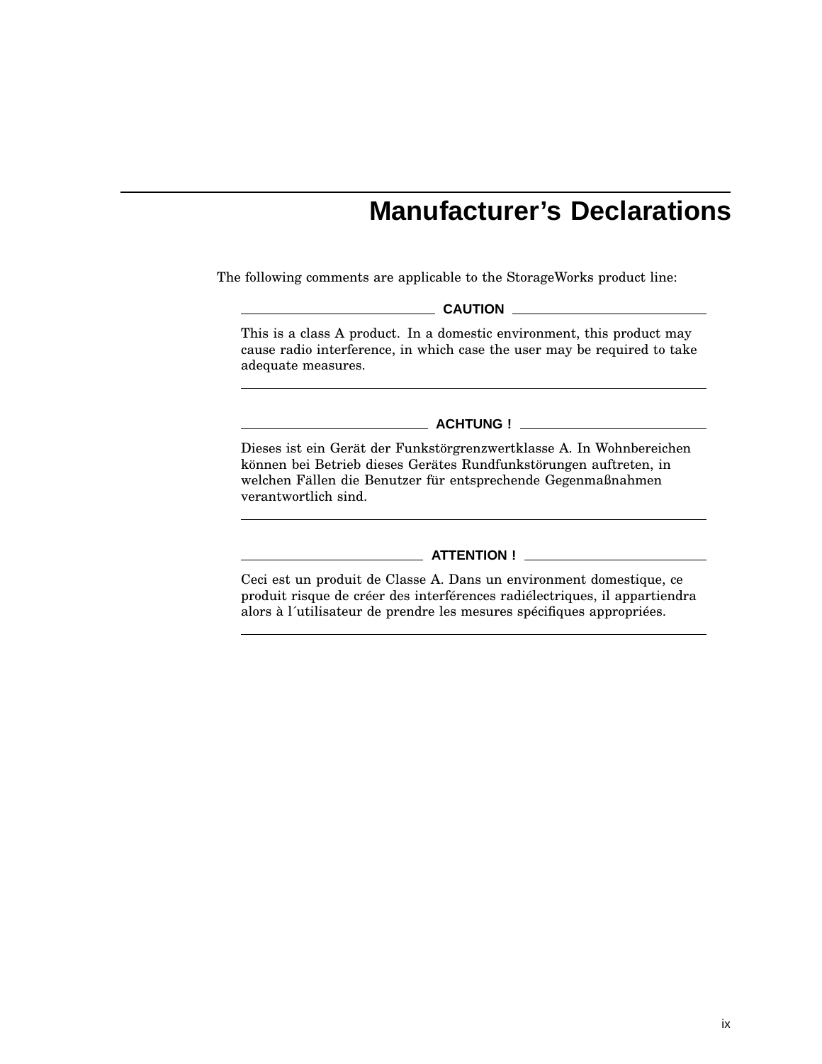# Manufacturer’s Declarations

The following comments are applicable to the StorageWorks product line:

**CAUTION**

This is a class A product. In a domestic environment, this product may cause radio interference, in which case the user may be required to take adequate measures.

---

**ACHTUNG !**

Dieses ist ein Gerät der Funkstörgrenzwertklasse A. In Wohnbereichen können bei Betrieb dieses Gerätes Rundfunkstörungen auftreten, in welchen Fällen die Benutzer für entsprechende Gegenmaßnahmen verantwortlich sind.

---

**ATTENTION !**

Ceci est un produit de Classe A. Dans un environment domestique, ce produit risque de créer des interférences radiélectriques, il appartiendra alors à l´utilisateur de prendre les mesures spécifiques appropriées.

---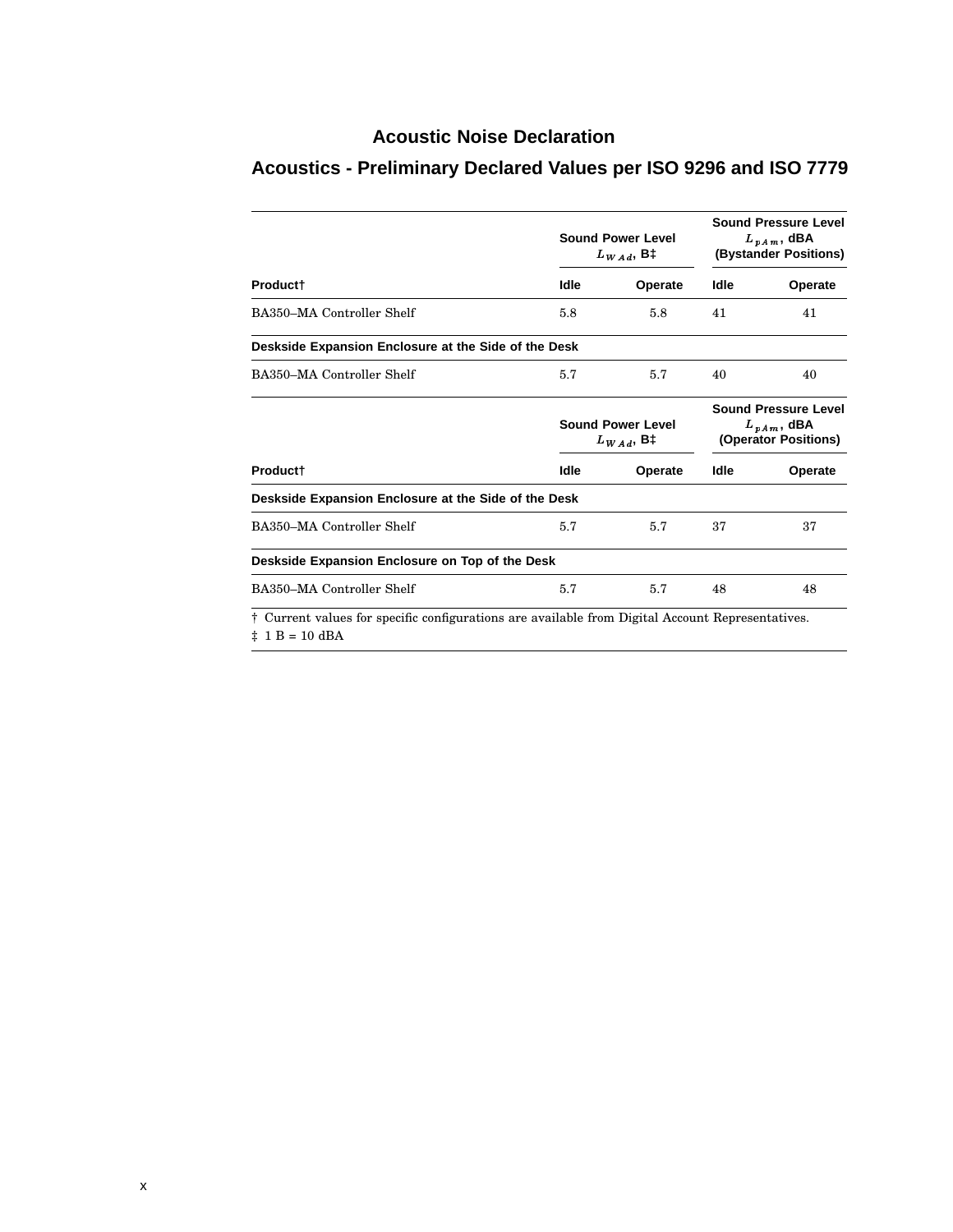## Acoustic Noise Declaration

## Acoustics - Preliminary Declared Values per ISO 9296 and ISO 7779

| | Sound Power Level $L_{WAd}$, B‡ | | Sound Pressure Level $L_{pAm}$, dBA (Bystander Positions) | |
|---|---|---|---|---|
| **Product†** | **Idle** | **Operate** | **Idle** | **Operate** |
| BA350–MA Controller Shelf | 5.8 | 5.8 | 41 | 41 |
| **Deskside Expansion Enclosure at the Side of the Desk** | | | | |
| BA350–MA Controller Shelf | 5.7 | 5.7 | 40 | 40 |

| | Sound Power Level $L_{WAd}$, B‡ | | Sound Pressure Level $L_{pAm}$, dBA (Operator Positions) | |
|---|---|---|---|---|
| **Product†** | **Idle** | **Operate** | **Idle** | **Operate** |
| **Deskside Expansion Enclosure at the Side of the Desk** | | | | |
| BA350–MA Controller Shelf | 5.7 | 5.7 | 37 | 37 |
| **Deskside Expansion Enclosure on Top of the Desk** | | | | |
| BA350–MA Controller Shelf | 5.7 | 5.7 | 48 | 48 |

† Current values for specific configurations are available from Digital Account Representatives.

‡ 1 B = 10 dBA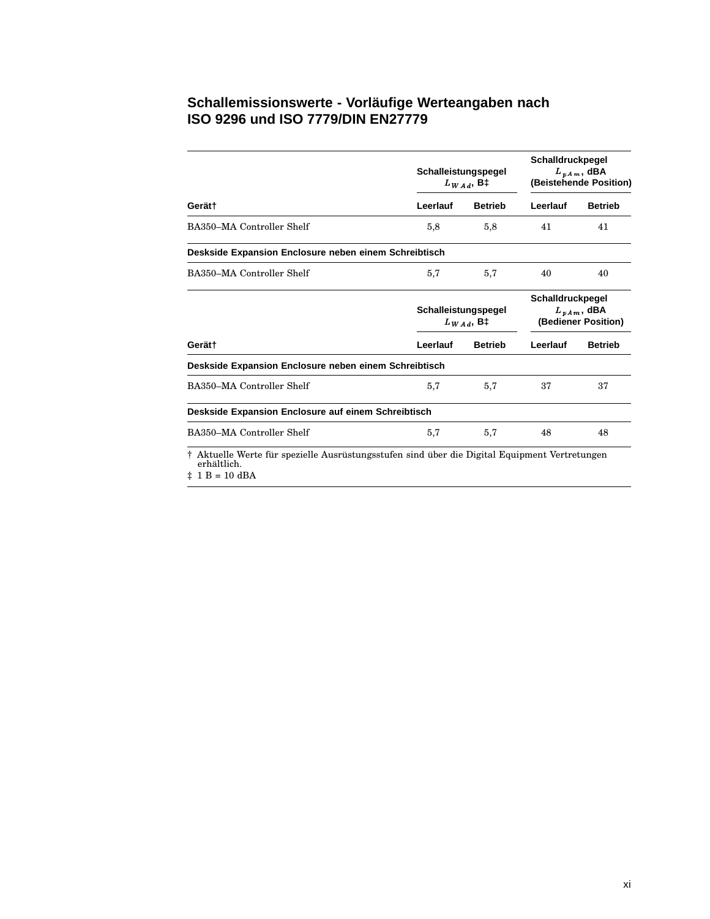## Schallemissionswerte - Vorläufige Werteangaben nach ISO 9296 und ISO 7779/DIN EN27779

| | Schalleistungspegel $L_{WAd}$, B‡ | | Schalldruckpegel $L_{pAm}$, dBA (Beistehende Position) | |
|---|---|---|---|---|
| **Gerät†** | **Leerlauf** | **Betrieb** | **Leerlauf** | **Betrieb** |
| BA350–MA Controller Shelf | 5,8 | 5,8 | 41 | 41 |
| **Deskside Expansion Enclosure neben einem Schreibtisch** | | | | |
| BA350–MA Controller Shelf | 5,7 | 5,7 | 40 | 40 |

| | Schalleistungspegel $L_{WAd}$, B‡ | | Schalldruckpegel $L_{pAm}$, dBA (Bediener Position) | |
|---|---|---|---|---|
| **Gerät†** | **Leerlauf** | **Betrieb** | **Leerlauf** | **Betrieb** |
| **Deskside Expansion Enclosure neben einem Schreibtisch** | | | | |
| BA350–MA Controller Shelf | 5,7 | 5,7 | 37 | 37 |
| **Deskside Expansion Enclosure auf einem Schreibtisch** | | | | |
| BA350–MA Controller Shelf | 5,7 | 5,7 | 48 | 48 |

† Aktuelle Werte für spezielle Ausrüstungsstufen sind über die Digital Equipment Vertretungen erhältlich.

‡ 1 B = 10 dBA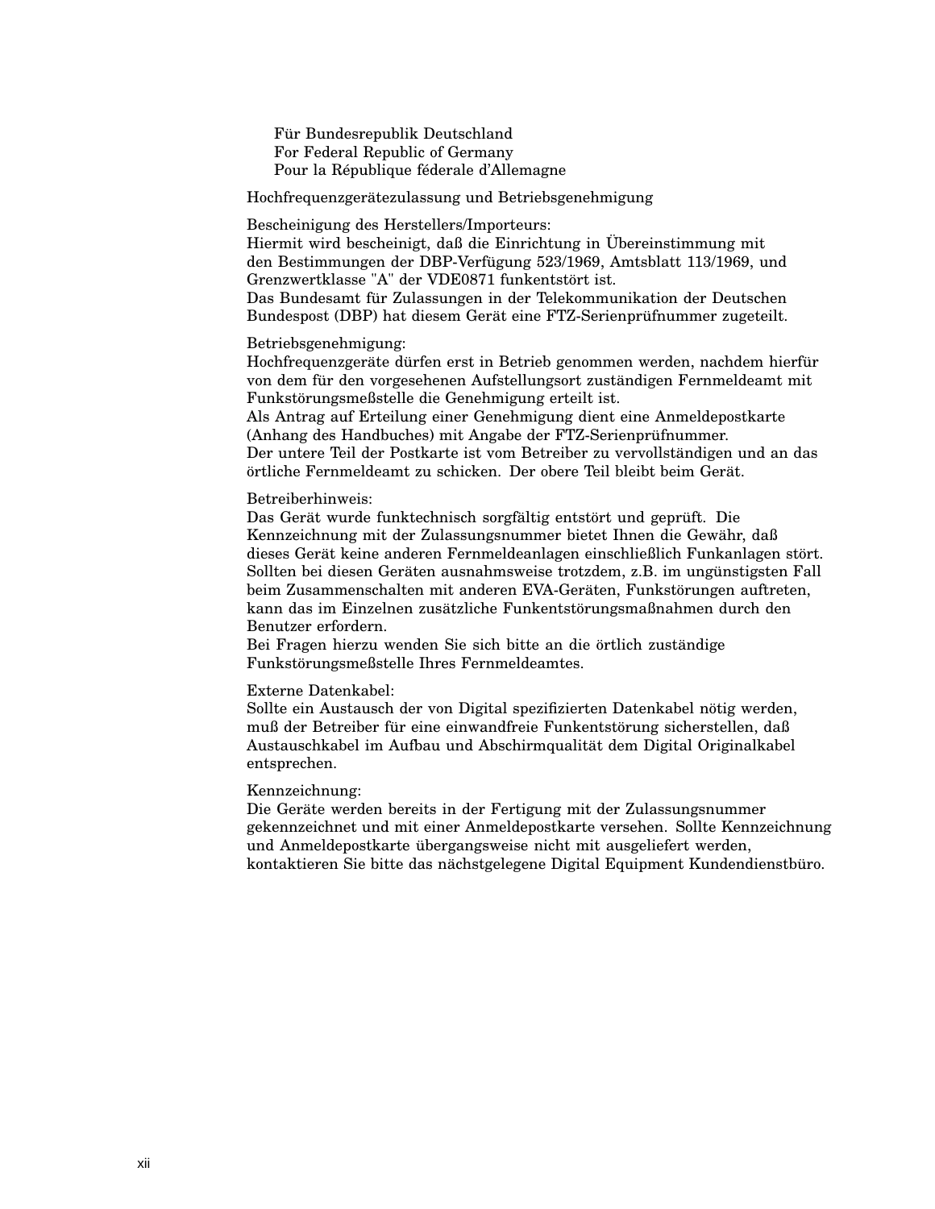Für Bundesrepublik Deutschland
For Federal Republic of Germany
Pour la République féderale d'Allemagne

Hochfrequenzgerätezulassung und Betriebsgenehmigung

Bescheinigung des Herstellers/Importeurs:
Hiermit wird bescheinigt, daß die Einrichtung in Übereinstimmung mit den Bestimmungen der DBP-Verfügung 523/1969, Amtsblatt 113/1969, und Grenzwertklasse "A" der VDE0871 funkentstört ist.
Das Bundesamt für Zulassungen in der Telekommunikation der Deutschen Bundespost (DBP) hat diesem Gerät eine FTZ-Serienprüfnummer zugeteilt.

Betriebsgenehmigung:
Hochfrequenzgeräte dürfen erst in Betrieb genommen werden, nachdem hierfür von dem für den vorgesehenen Aufstellungsort zuständigen Fernmeldeamt mit Funkstörungsmeßstelle die Genehmigung erteilt ist.
Als Antrag auf Erteilung einer Genehmigung dient eine Anmeldepostkarte (Anhang des Handbuches) mit Angabe der FTZ-Serienprüfnummer.
Der untere Teil der Postkarte ist vom Betreiber zu vervollständigen und an das örtliche Fernmeldeamt zu schicken. Der obere Teil bleibt beim Gerät.

Betreiberhinweis:
Das Gerät wurde funktechnisch sorgfältig entstört und geprüft. Die Kennzeichnung mit der Zulassungsnummer bietet Ihnen die Gewähr, daß dieses Gerät keine anderen Fernmeldeanlagen einschließlich Funkanlagen stört. Sollten bei diesen Geräten ausnahmsweise trotzdem, z.B. im ungünstigsten Fall beim Zusammenschalten mit anderen EVA-Geräten, Funkstörungen auftreten, kann das im Einzelnen zusätzliche Funkentstörungsmaßnahmen durch den Benutzer erfordern.
Bei Fragen hierzu wenden Sie sich bitte an die örtlich zuständige Funkstörungsmeßstelle Ihres Fernmeldeamtes.

Externe Datenkabel:
Sollte ein Austausch der von Digital spezifizierten Datenkabel nötig werden, muß der Betreiber für eine einwandfreie Funkentstörung sicherstellen, daß Austauschkabel im Aufbau und Abschirmqualität dem Digital Originalkabel entsprechen.

Kennzeichnung:
Die Geräte werden bereits in der Fertigung mit der Zulassungsnummer gekennzeichnet und mit einer Anmeldepostkarte versehen. Sollte Kennzeichnung und Anmeldepostkarte übergangsweise nicht mit ausgeliefert werden, kontaktieren Sie bitte das nächstgelegene Digital Equipment Kundendienstbüro.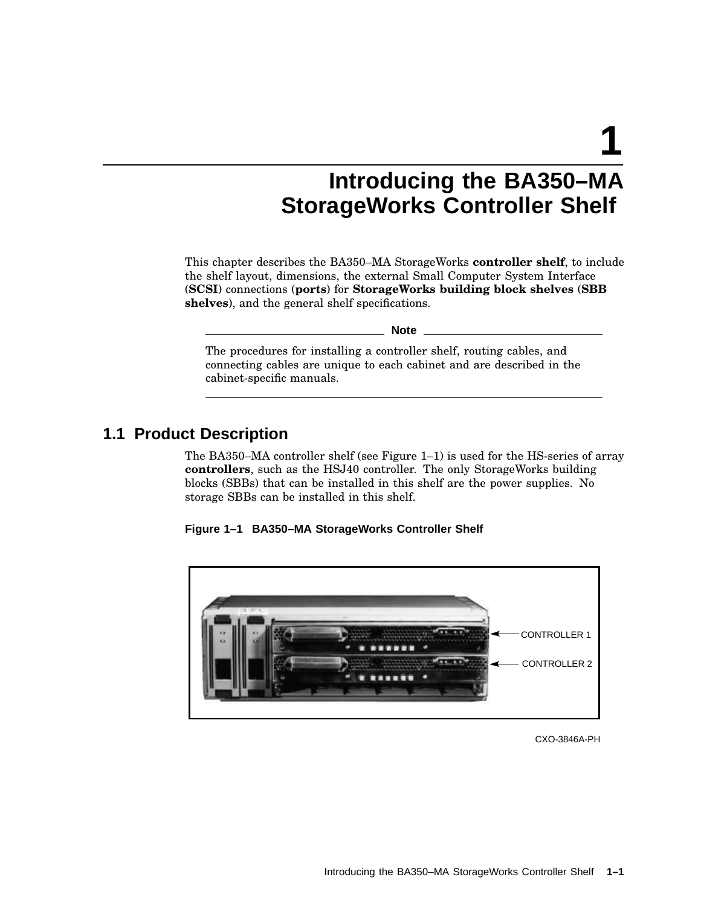# 1

# Introducing the BA350–MA StorageWorks Controller Shelf

This chapter describes the BA350–MA StorageWorks **controller shelf**, to include the shelf layout, dimensions, the external Small Computer System Interface (**SCSI**) connections (**ports**) for **StorageWorks building block shelves (SBB shelves)**, and the general shelf specifications.

**Note**

The procedures for installing a controller shelf, routing cables, and connecting cables are unique to each cabinet and are described in the cabinet-specific manuals.

## 1.1 Product Description

The BA350–MA controller shelf (see Figure 1–1) is used for the HS-series of array **controllers**, such as the HSJ40 controller. The only StorageWorks building blocks (SBBs) that can be installed in this shelf are the power supplies. No storage SBBs can be installed in this shelf.

**Figure 1–1 BA350–MA StorageWorks Controller Shelf**

CONTROLLER 1

CONTROLLER 2

CXO-3846A-PH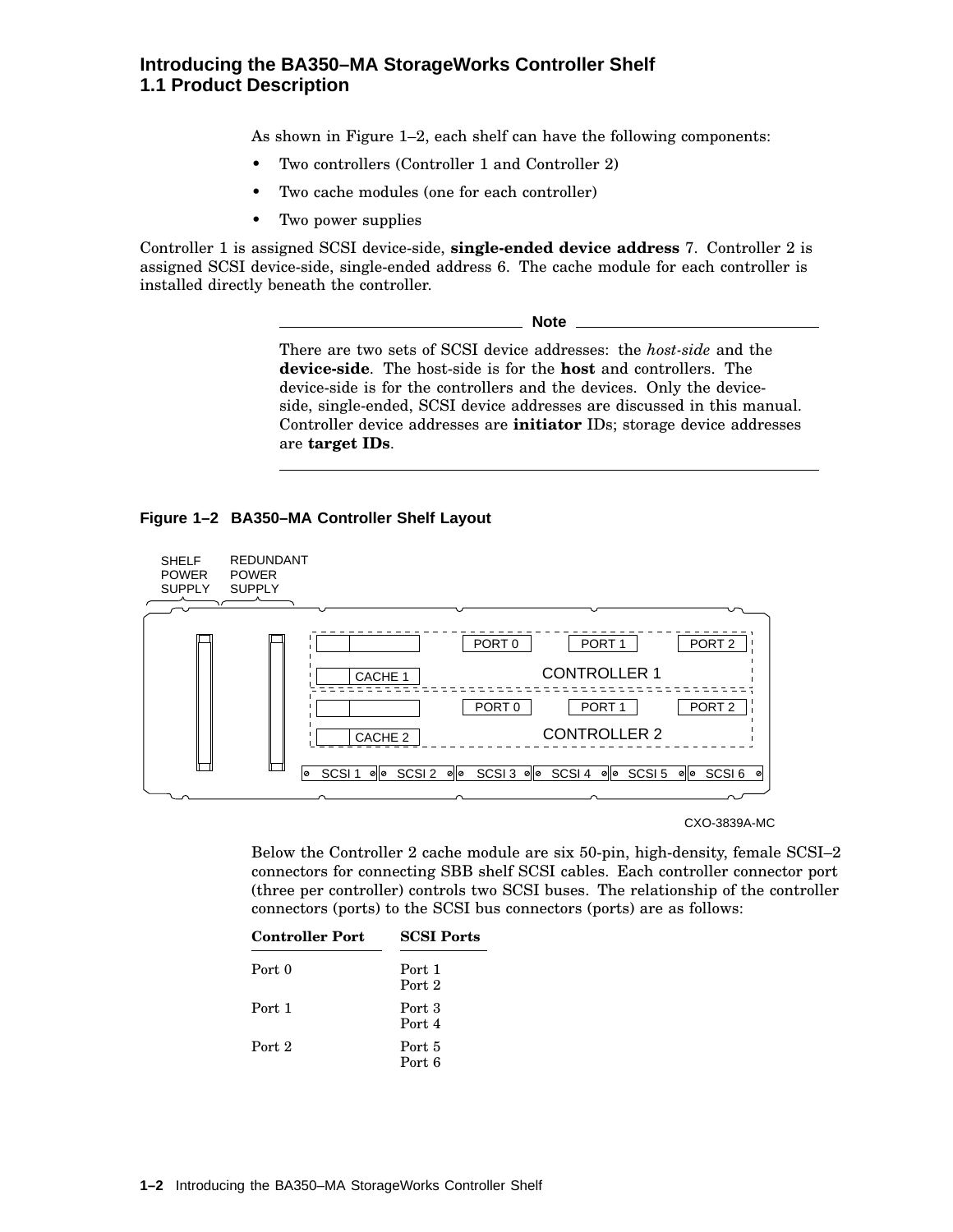As shown in Figure 1–2, each shelf can have the following components:

- Two controllers (Controller 1 and Controller 2)
- Two cache modules (one for each controller)
- Two power supplies

Controller 1 is assigned SCSI device-side, **single-ended device address** 7. Controller 2 is assigned SCSI device-side, single-ended address 6. The cache module for each controller is installed directly beneath the controller.

**Note**

There are two sets of SCSI device addresses: the *host-side* and the **device-side**. The host-side is for the **host** and controllers. The device-side is for the controllers and the devices. Only the device-side, single-ended, SCSI device addresses are discussed in this manual. Controller device addresses are **initiator** IDs; storage device addresses are **target IDs**.

**Figure 1–2 BA350–MA Controller Shelf Layout**

Below the Controller 2 cache module are six 50-pin, high-density, female SCSI–2 connectors for connecting SBB shelf SCSI cables. Each controller connector port (three per controller) controls two SCSI buses. The relationship of the controller connectors (ports) to the SCSI bus connectors (ports) are as follows:

| Controller Port | SCSI Ports |
|---|---|
| Port 0 | Port 1<br>Port 2 |
| Port 1 | Port 3<br>Port 4 |
| Port 2 | Port 5<br>Port 6 |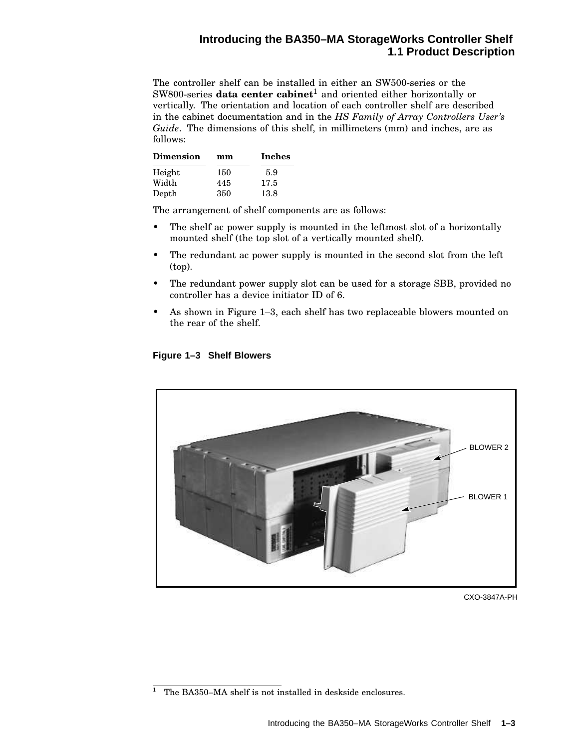The controller shelf can be installed in either an SW500-series or the SW800-series **data center cabinet**[1] and oriented either horizontally or vertically. The orientation and location of each controller shelf are described in the cabinet documentation and in the *HS Family of Array Controllers User's Guide*. The dimensions of this shelf, in millimeters (mm) and inches, are as follows:

| Dimension | mm | Inches |
|---|---|---|
| Height | 150 | 5.9 |
| Width | 445 | 17.5 |
| Depth | 350 | 13.8 |

The arrangement of shelf components are as follows:

- The shelf ac power supply is mounted in the leftmost slot of a horizontally mounted shelf (the top slot of a vertically mounted shelf).
- The redundant ac power supply is mounted in the second slot from the left (top).
- The redundant power supply slot can be used for a storage SBB, provided no controller has a device initiator ID of 6.
- As shown in Figure 1–3, each shelf has two replaceable blowers mounted on the rear of the shelf.

**Figure 1–3 Shelf Blowers**

BLOWER 2

BLOWER 1

CXO-3847A-PH

[1] The BA350–MA shelf is not installed in deskside enclosures.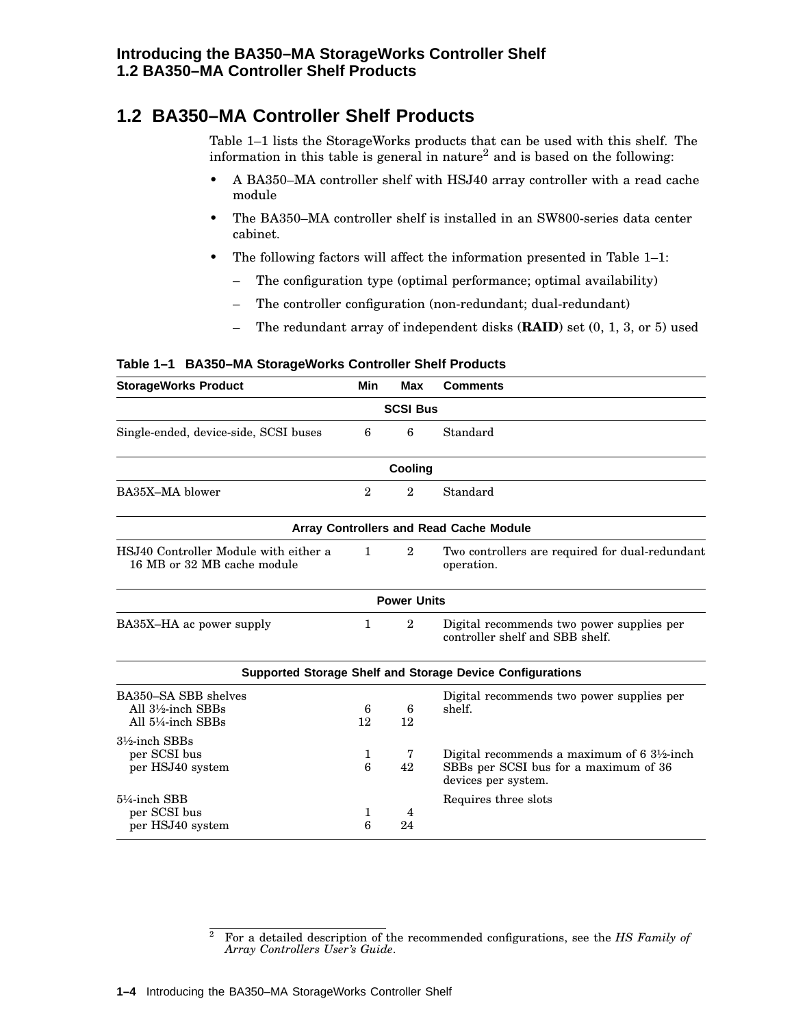## 1.2 BA350–MA Controller Shelf Products

Table 1–1 lists the StorageWorks products that can be used with this shelf. The information in this table is general in nature[2] and is based on the following:

- A BA350–MA controller shelf with HSJ40 array controller with a read cache module
- The BA350–MA controller shelf is installed in an SW800-series data center cabinet.
- The following factors will affect the information presented in Table 1–1:
  - The configuration type (optimal performance; optimal availability)
  - The controller configuration (non-redundant; dual-redundant)
  - The redundant array of independent disks (**RAID**) set (0, 1, 3, or 5) used

**Table 1–1 BA350–MA StorageWorks Controller Shelf Products**

| StorageWorks Product | Min | Max | Comments |
|---|---|---|---|
| **SCSI Bus** | | | |
| Single-ended, device-side, SCSI buses | 6 | 6 | Standard |
| **Cooling** | | | |
| BA35X–MA blower | 2 | 2 | Standard |
| **Array Controllers and Read Cache Module** | | | |
| HSJ40 Controller Module with either a 16 MB or 32 MB cache module | 1 | 2 | Two controllers are required for dual-redundant operation. |
| **Power Units** | | | |
| BA35X–HA ac power supply | 1 | 2 | Digital recommends two power supplies per controller shelf and SBB shelf. |
| **Supported Storage Shelf and Storage Device Configurations** | | | |
| BA350–SA SBB shelves | | | Digital recommends two power supplies per shelf. |
| All 3½-inch SBBs | 6 | 6 | |
| All 5¼-inch SBBs | 12 | 12 | |
| 3½-inch SBBs | | | |
| per SCSI bus | 1 | 7 | Digital recommends a maximum of 6 3½-inch SBBs per SCSI bus for a maximum of 36 devices per system. |
| per HSJ40 system | 6 | 42 | |
| 5¼-inch SBB | | | Requires three slots |
| per SCSI bus | 1 | 4 | |
| per HSJ40 system | 6 | 24 | |

[2] For a detailed description of the recommended configurations, see the *HS Family of Array Controllers User's Guide*.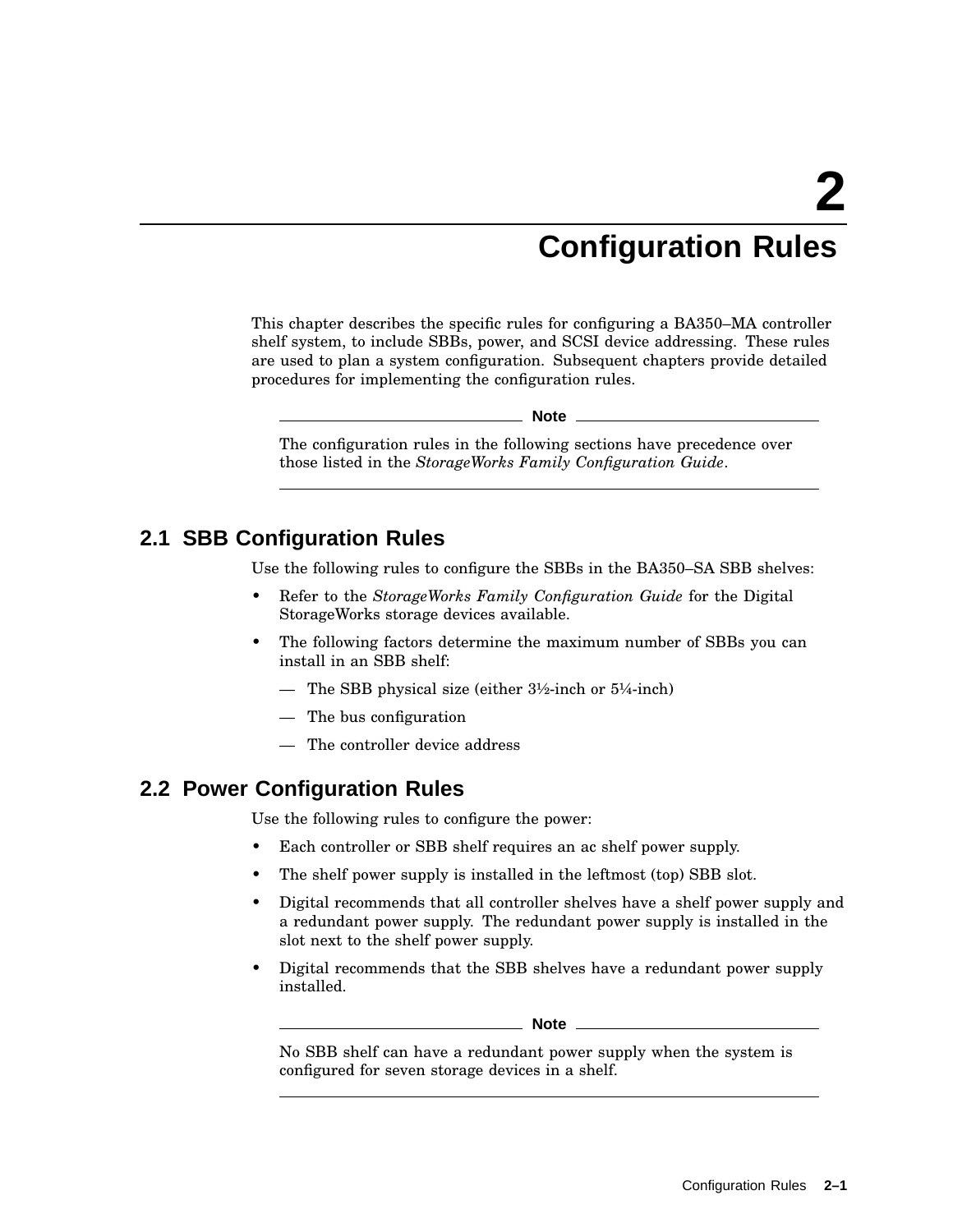// 2

# Configuration Rules

This chapter describes the specific rules for configuring a BA350–MA controller shelf system, to include SBBs, power, and SCSI device addressing. These rules are used to plan a system configuration. Subsequent chapters provide detailed procedures for implementing the configuration rules.

---

**Note**

The configuration rules in the following sections have precedence over those listed in the *StorageWorks Family Configuration Guide*.

---

## 2.1 SBB Configuration Rules

Use the following rules to configure the SBBs in the BA350–SA SBB shelves:

- Refer to the *StorageWorks Family Configuration Guide* for the Digital StorageWorks storage devices available.
- The following factors determine the maximum number of SBBs you can install in an SBB shelf:
  - The SBB physical size (either 3½-inch or 5¼-inch)
  - The bus configuration
  - The controller device address

## 2.2 Power Configuration Rules

Use the following rules to configure the power:

- Each controller or SBB shelf requires an ac shelf power supply.
- The shelf power supply is installed in the leftmost (top) SBB slot.
- Digital recommends that all controller shelves have a shelf power supply and a redundant power supply. The redundant power supply is installed in the slot next to the shelf power supply.
- Digital recommends that the SBB shelves have a redundant power supply installed.

---

**Note**

No SBB shelf can have a redundant power supply when the system is configured for seven storage devices in a shelf.

---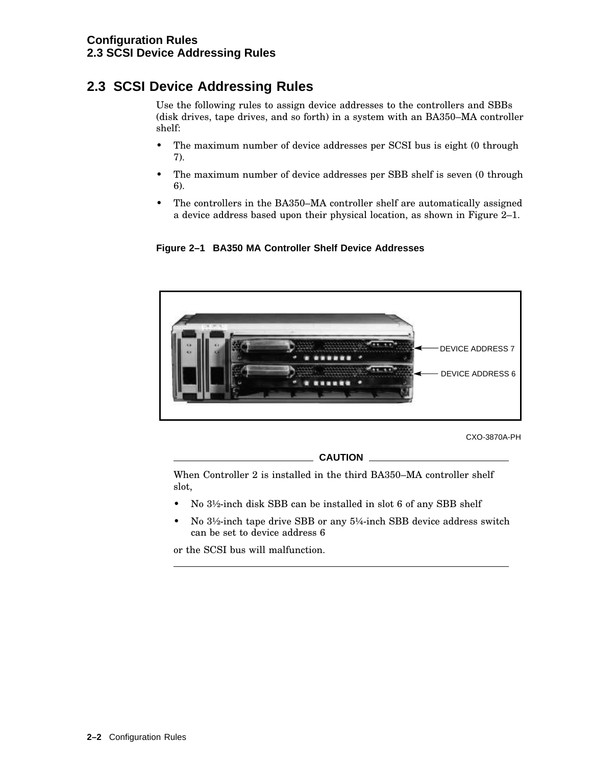## 2.3 SCSI Device Addressing Rules

Use the following rules to assign device addresses to the controllers and SBBs (disk drives, tape drives, and so forth) in a system with an BA350–MA controller shelf:

- The maximum number of device addresses per SCSI bus is eight (0 through 7).
- The maximum number of device addresses per SBB shelf is seven (0 through 6).
- The controllers in the BA350–MA controller shelf are automatically assigned a device address based upon their physical location, as shown in Figure 2–1.

**Figure 2–1 BA350 MA Controller Shelf Device Addresses**

DEVICE ADDRESS 7

DEVICE ADDRESS 6

CXO-3870A-PH

---

**CAUTION**

When Controller 2 is installed in the third BA350–MA controller shelf slot,

- No 3½-inch disk SBB can be installed in slot 6 of any SBB shelf
- No 3½-inch tape drive SBB or any 5¼-inch SBB device address switch can be set to device address 6

or the SCSI bus will malfunction.

---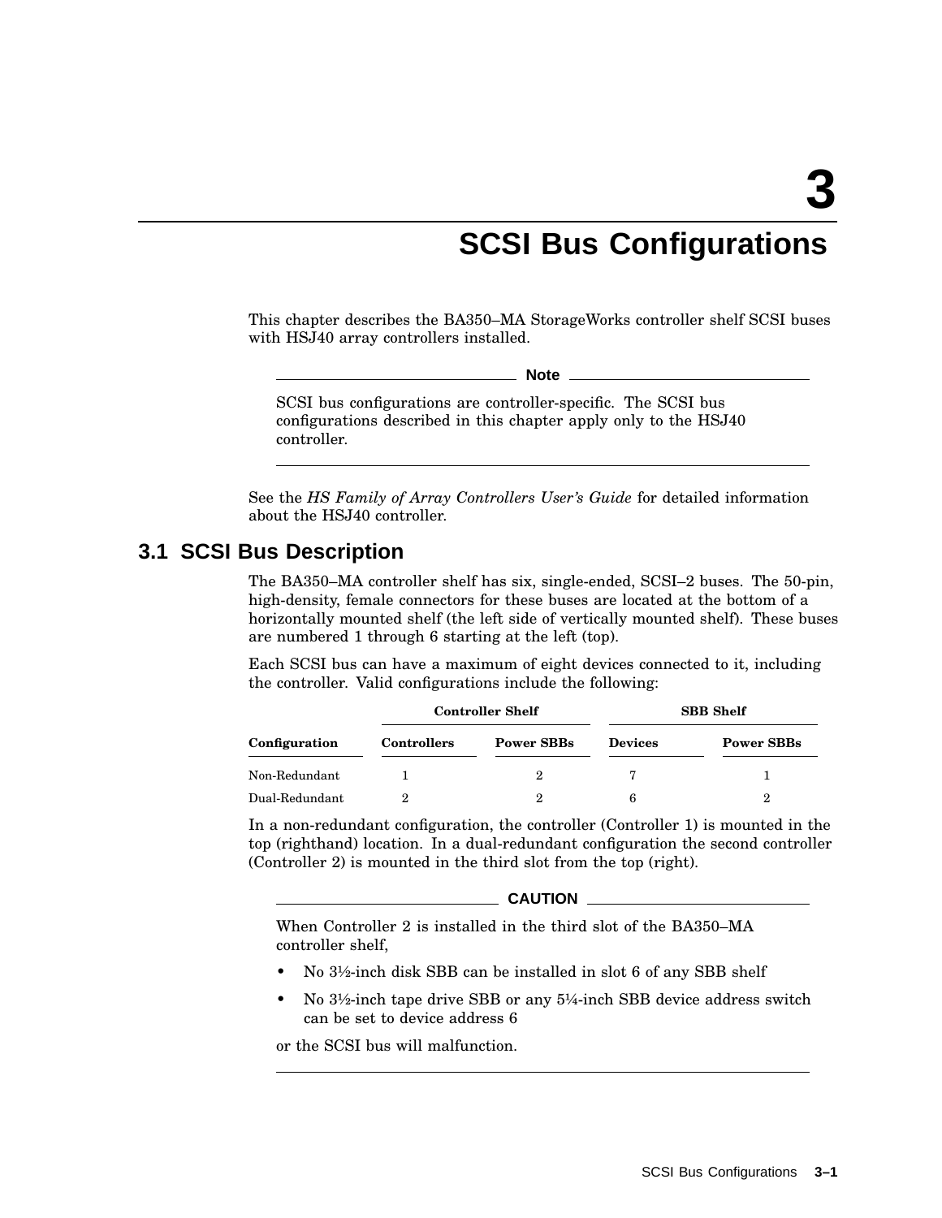# 3 SCSI Bus Configurations

This chapter describes the BA350–MA StorageWorks controller shelf SCSI buses with HSJ40 array controllers installed.

**Note**

SCSI bus configurations are controller-specific. The SCSI bus configurations described in this chapter apply only to the HSJ40 controller.

See the *HS Family of Array Controllers User's Guide* for detailed information about the HSJ40 controller.

## 3.1 SCSI Bus Description

The BA350–MA controller shelf has six, single-ended, SCSI–2 buses. The 50-pin, high-density, female connectors for these buses are located at the bottom of a horizontally mounted shelf (the left side of vertically mounted shelf). These buses are numbered 1 through 6 starting at the left (top).

Each SCSI bus can have a maximum of eight devices connected to it, including the controller. Valid configurations include the following:

| | Controller Shelf | | SBB Shelf | |
|---|---|---|---|---|
| **Configuration** | **Controllers** | **Power SBBs** | **Devices** | **Power SBBs** |
| Non-Redundant | 1 | 2 | 7 | 1 |
| Dual-Redundant | 2 | 2 | 6 | 2 |

In a non-redundant configuration, the controller (Controller 1) is mounted in the top (righthand) location. In a dual-redundant configuration the second controller (Controller 2) is mounted in the third slot from the top (right).

**CAUTION**

When Controller 2 is installed in the third slot of the BA350–MA controller shelf,

- No 3½-inch disk SBB can be installed in slot 6 of any SBB shelf
- No 3½-inch tape drive SBB or any 5¼-inch SBB device address switch can be set to device address 6

or the SCSI bus will malfunction.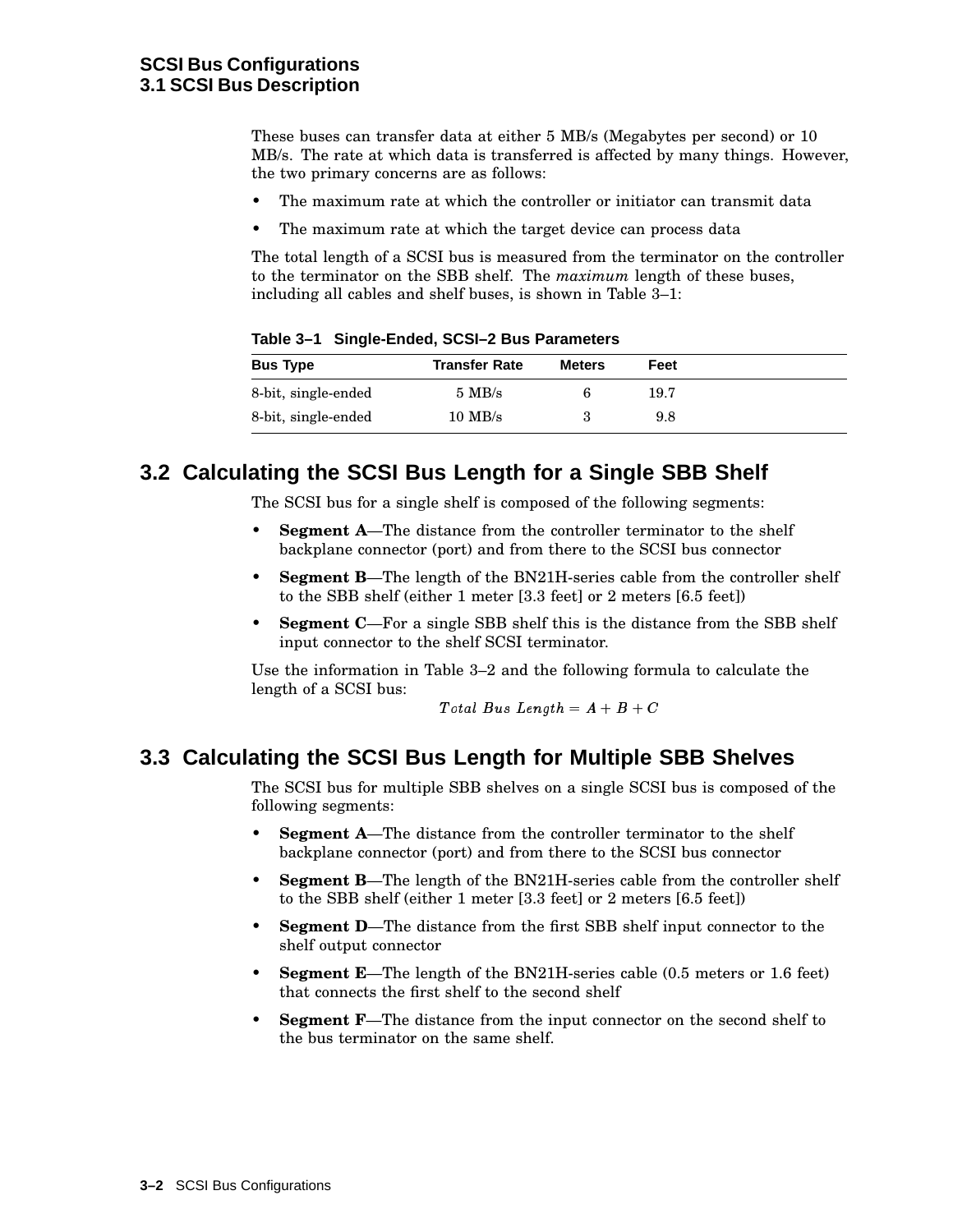These buses can transfer data at either 5 MB/s (Megabytes per second) or 10 MB/s. The rate at which data is transferred is affected by many things. However, the two primary concerns are as follows:

- The maximum rate at which the controller or initiator can transmit data
- The maximum rate at which the target device can process data

The total length of a SCSI bus is measured from the terminator on the controller to the terminator on the SBB shelf. The *maximum* length of these buses, including all cables and shelf buses, is shown in Table 3–1:

**Table 3–1 Single-Ended, SCSI–2 Bus Parameters**

| Bus Type | Transfer Rate | Meters | Feet |
|---|---|---|---|
| 8-bit, single-ended | 5 MB/s | 6 | 19.7 |
| 8-bit, single-ended | 10 MB/s | 3 | 9.8 |

## 3.2 Calculating the SCSI Bus Length for a Single SBB Shelf

The SCSI bus for a single shelf is composed of the following segments:

- **Segment A**—The distance from the controller terminator to the shelf backplane connector (port) and from there to the SCSI bus connector
- **Segment B**—The length of the BN21H-series cable from the controller shelf to the SBB shelf (either 1 meter [3.3 feet] or 2 meters [6.5 feet])
- **Segment C**—For a single SBB shelf this is the distance from the SBB shelf input connector to the shelf SCSI terminator.

Use the information in Table 3–2 and the following formula to calculate the length of a SCSI bus:

$$Total\ Bus\ Length = A + B + C$$

## 3.3 Calculating the SCSI Bus Length for Multiple SBB Shelves

The SCSI bus for multiple SBB shelves on a single SCSI bus is composed of the following segments:

- **Segment A**—The distance from the controller terminator to the shelf backplane connector (port) and from there to the SCSI bus connector
- **Segment B**—The length of the BN21H-series cable from the controller shelf to the SBB shelf (either 1 meter [3.3 feet] or 2 meters [6.5 feet])
- **Segment D**—The distance from the first SBB shelf input connector to the shelf output connector
- **Segment E**—The length of the BN21H-series cable (0.5 meters or 1.6 feet) that connects the first shelf to the second shelf
- **Segment F**—The distance from the input connector on the second shelf to the bus terminator on the same shelf.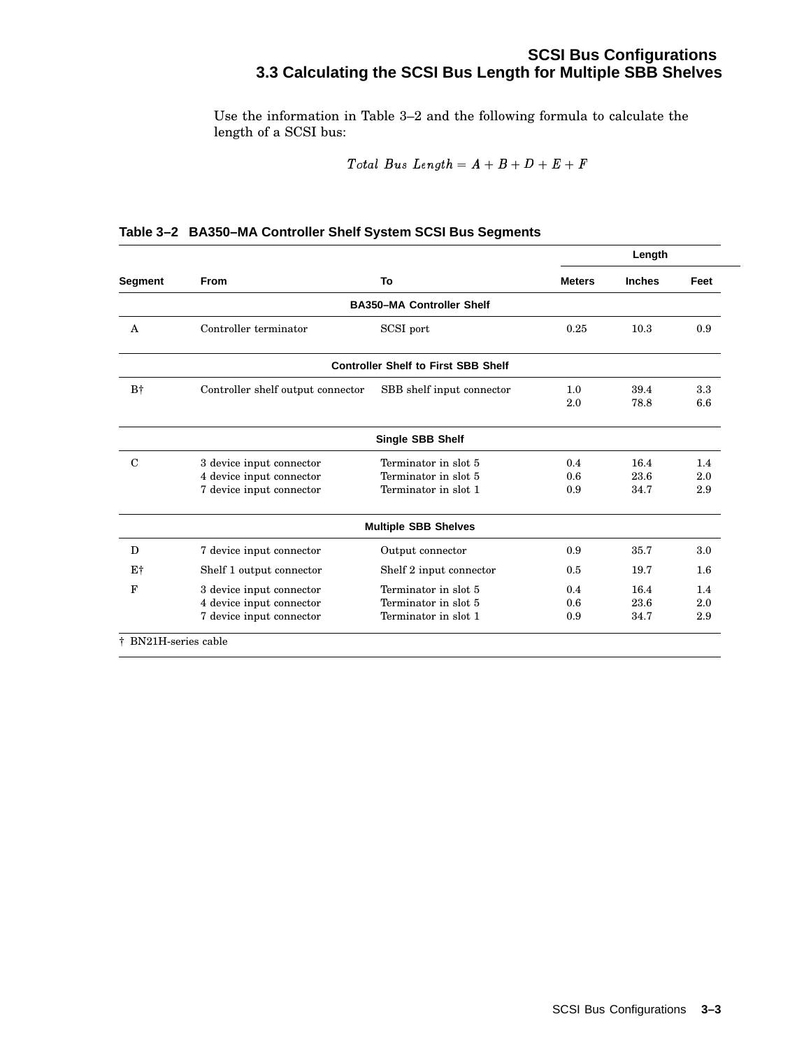### 3.3 Calculating the SCSI Bus Length for Multiple SBB Shelves

Use the information in Table 3–2 and the following formula to calculate the length of a SCSI bus:

$$Total\ Bus\ Length = A + B + D + E + F$$

**Table 3–2 BA350–MA Controller Shelf System SCSI Bus Segments**

| | | | Length | | |
|---|---|---|---|---|---|
| **Segment** | **From** | **To** | **Meters** | **Inches** | **Feet** |
| | | **BA350–MA Controller Shelf** | | | |
| A | Controller terminator | SCSI port | 0.25 | 10.3 | 0.9 |
| | | **Controller Shelf to First SBB Shelf** | | | |
| B† | Controller shelf output connector | SBB shelf input connector | 1.0 | 39.4 | 3.3 |
| | | | 2.0 | 78.8 | 6.6 |
| | | **Single SBB Shelf** | | | |
| C | 3 device input connector | Terminator in slot 5 | 0.4 | 16.4 | 1.4 |
| | 4 device input connector | Terminator in slot 5 | 0.6 | 23.6 | 2.0 |
| | 7 device input connector | Terminator in slot 1 | 0.9 | 34.7 | 2.9 |
| | | **Multiple SBB Shelves** | | | |
| D | 7 device input connector | Output connector | 0.9 | 35.7 | 3.0 |
| E† | Shelf 1 output connector | Shelf 2 input connector | 0.5 | 19.7 | 1.6 |
| F | 3 device input connector | Terminator in slot 5 | 0.4 | 16.4 | 1.4 |
| | 4 device input connector | Terminator in slot 5 | 0.6 | 23.6 | 2.0 |
| | 7 device input connector | Terminator in slot 1 | 0.9 | 34.7 | 2.9 |

† BN21H-series cable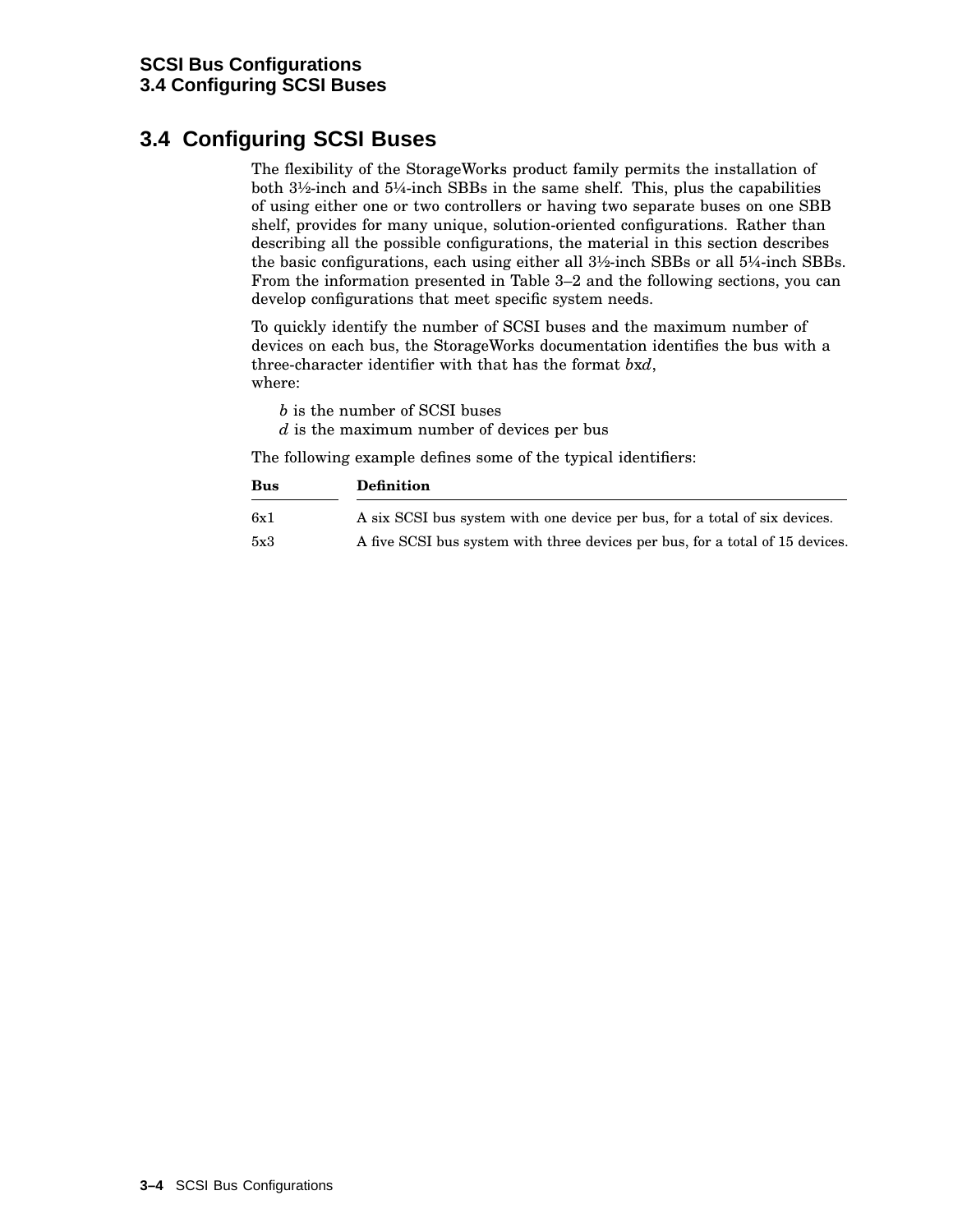## 3.4 Configuring SCSI Buses

The flexibility of the StorageWorks product family permits the installation of both 3½-inch and 5¼-inch SBBs in the same shelf. This, plus the capabilities of using either one or two controllers or having two separate buses on one SBB shelf, provides for many unique, solution-oriented configurations. Rather than describing all the possible configurations, the material in this section describes the basic configurations, each using either all 3½-inch SBBs or all 5¼-inch SBBs. From the information presented in Table 3–2 and the following sections, you can develop configurations that meet specific system needs.

To quickly identify the number of SCSI buses and the maximum number of devices on each bus, the StorageWorks documentation identifies the bus with a three-character identifier with that has the format *b*x*d*,
where:

*b* is the number of SCSI buses
*d* is the maximum number of devices per bus

The following example defines some of the typical identifiers:

| Bus | Definition |
|---|---|
| 6x1 | A six SCSI bus system with one device per bus, for a total of six devices. |
| 5x3 | A five SCSI bus system with three devices per bus, for a total of 15 devices. |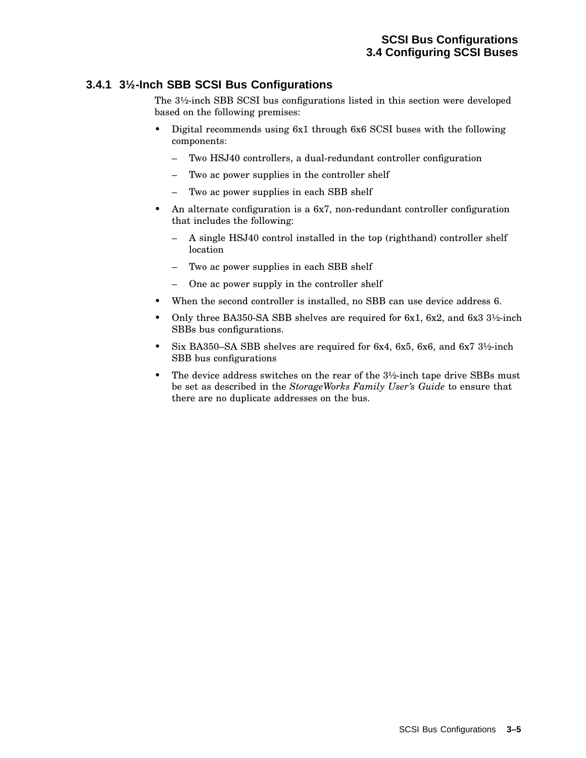### 3.4.1 3½-Inch SBB SCSI Bus Configurations

The 3½-inch SBB SCSI bus configurations listed in this section were developed based on the following premises:

- Digital recommends using 6x1 through 6x6 SCSI buses with the following components:
  - Two HSJ40 controllers, a dual-redundant controller configuration
  - Two ac power supplies in the controller shelf
  - Two ac power supplies in each SBB shelf
- An alternate configuration is a 6x7, non-redundant controller configuration that includes the following:
  - A single HSJ40 control installed in the top (righthand) controller shelf location
  - Two ac power supplies in each SBB shelf
  - One ac power supply in the controller shelf
- When the second controller is installed, no SBB can use device address 6.
- Only three BA350-SA SBB shelves are required for 6x1, 6x2, and 6x3 3½-inch SBBs bus configurations.
- Six BA350–SA SBB shelves are required for 6x4, 6x5, 6x6, and 6x7 3½-inch SBB bus configurations
- The device address switches on the rear of the 3½-inch tape drive SBBs must be set as described in the *StorageWorks Family User's Guide* to ensure that there are no duplicate addresses on the bus.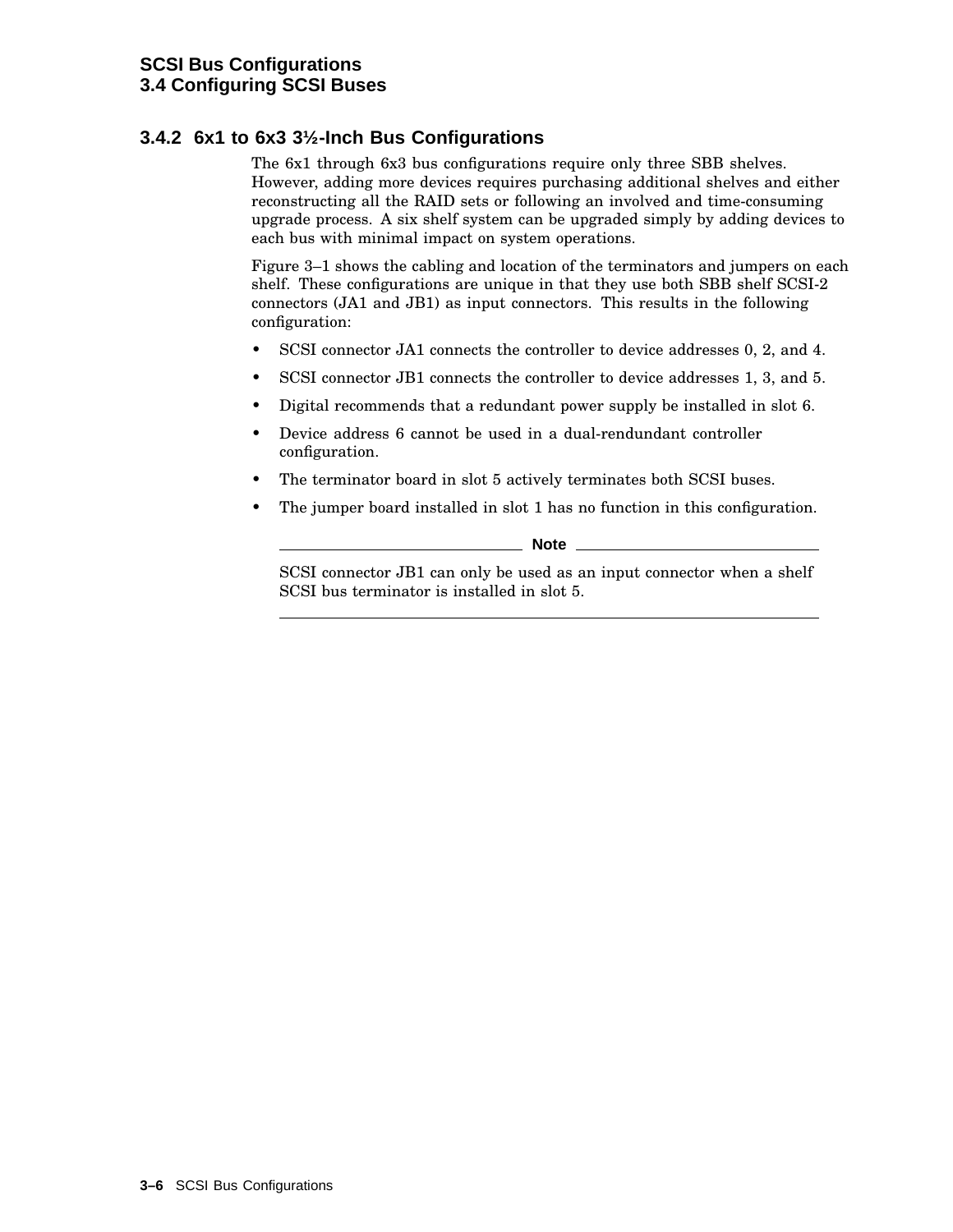### 3.4.2 6x1 to 6x3 3½-Inch Bus Configurations

The 6x1 through 6x3 bus configurations require only three SBB shelves. However, adding more devices requires purchasing additional shelves and either reconstructing all the RAID sets or following an involved and time-consuming upgrade process. A six shelf system can be upgraded simply by adding devices to each bus with minimal impact on system operations.

Figure 3–1 shows the cabling and location of the terminators and jumpers on each shelf. These configurations are unique in that they use both SBB shelf SCSI-2 connectors (JA1 and JB1) as input connectors. This results in the following configuration:

- SCSI connector JA1 connects the controller to device addresses 0, 2, and 4.
- SCSI connector JB1 connects the controller to device addresses 1, 3, and 5.
- Digital recommends that a redundant power supply be installed in slot 6.
- Device address 6 cannot be used in a dual-rendundant controller configuration.
- The terminator board in slot 5 actively terminates both SCSI buses.
- The jumper board installed in slot 1 has no function in this configuration.

---

**Note**

SCSI connector JB1 can only be used as an input connector when a shelf SCSI bus terminator is installed in slot 5.

---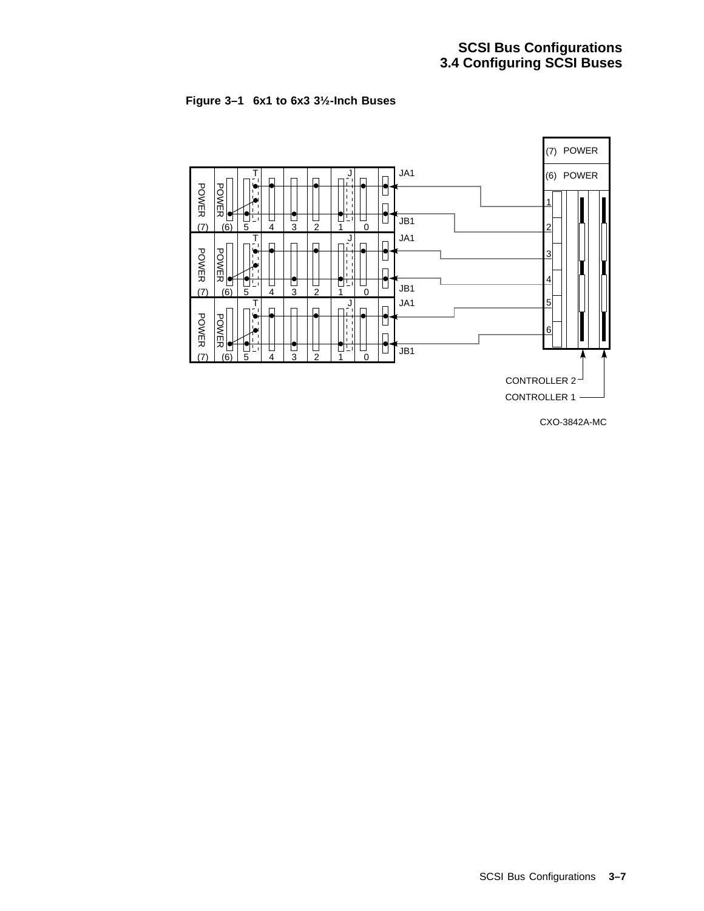**Figure 3–1 6x1 to 6x3 3½-Inch Buses**

CXO-3842A-MC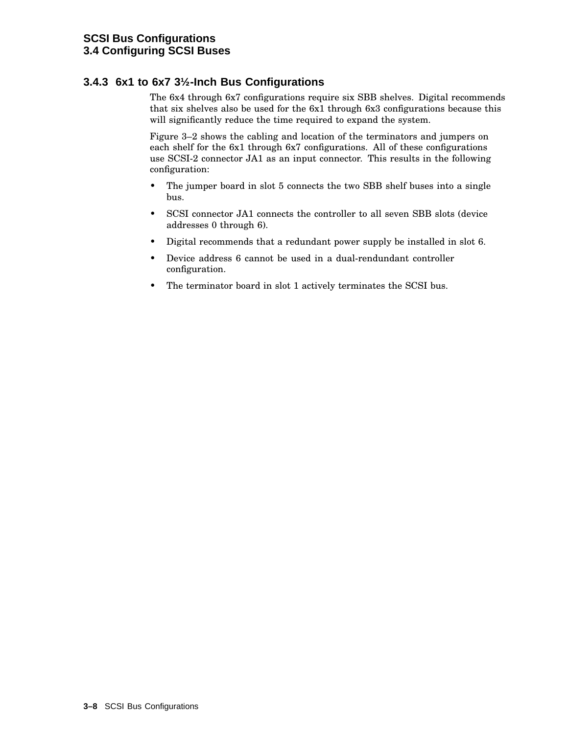### 3.4.3 6x1 to 6x7 3½-Inch Bus Configurations

The 6x4 through 6x7 configurations require six SBB shelves. Digital recommends that six shelves also be used for the 6x1 through 6x3 configurations because this will significantly reduce the time required to expand the system.

Figure 3–2 shows the cabling and location of the terminators and jumpers on each shelf for the 6x1 through 6x7 configurations. All of these configurations use SCSI-2 connector JA1 as an input connector. This results in the following configuration:

- The jumper board in slot 5 connects the two SBB shelf buses into a single bus.
- SCSI connector JA1 connects the controller to all seven SBB slots (device addresses 0 through 6).
- Digital recommends that a redundant power supply be installed in slot 6.
- Device address 6 cannot be used in a dual-rendundant controller configuration.
- The terminator board in slot 1 actively terminates the SCSI bus.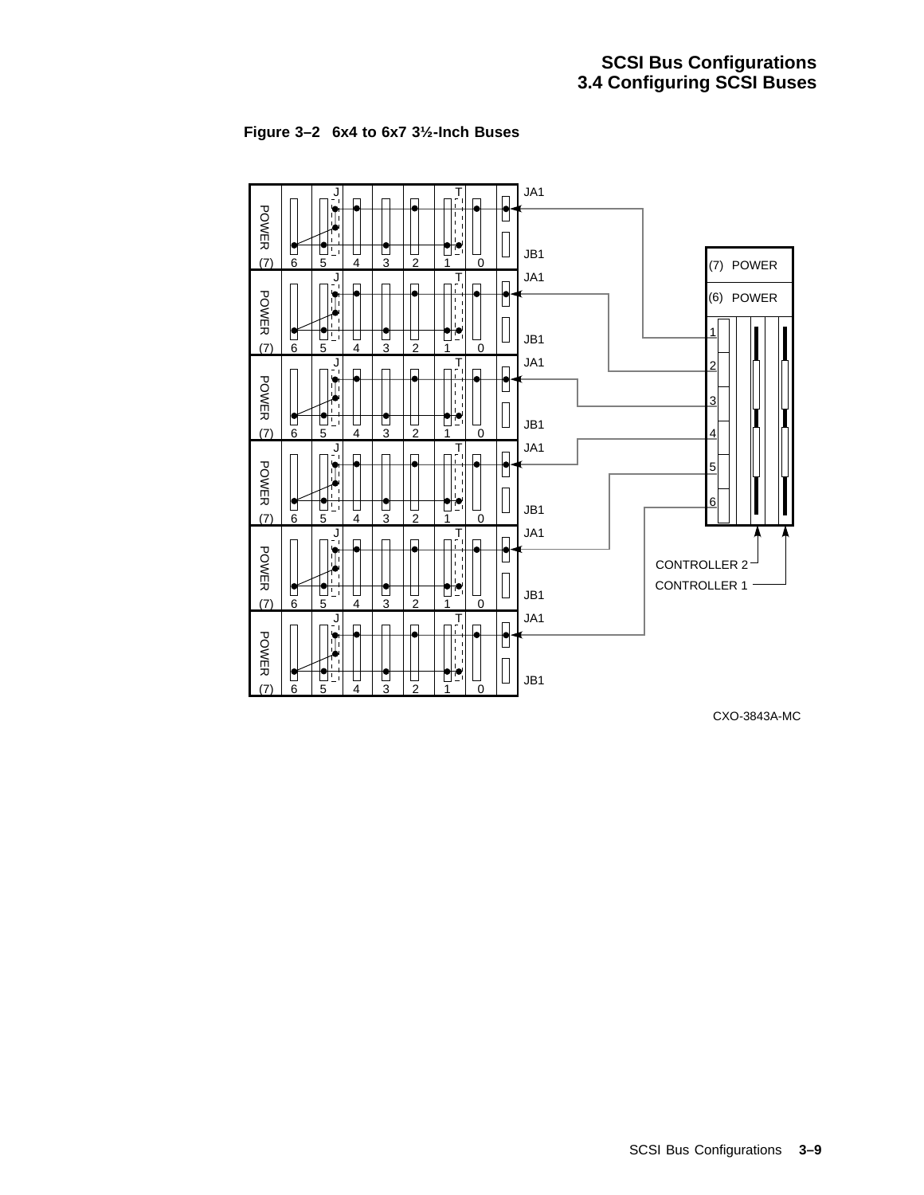**Figure 3–2 6x4 to 6x7 3½-Inch Buses**

JA1
JB1
POWER (7) 6 5 4 3 2 1 0
J T

(7) POWER
(6) POWER
1
2
3
4
5
6

CONTROLLER 2
CONTROLLER 1

CXO-3843A-MC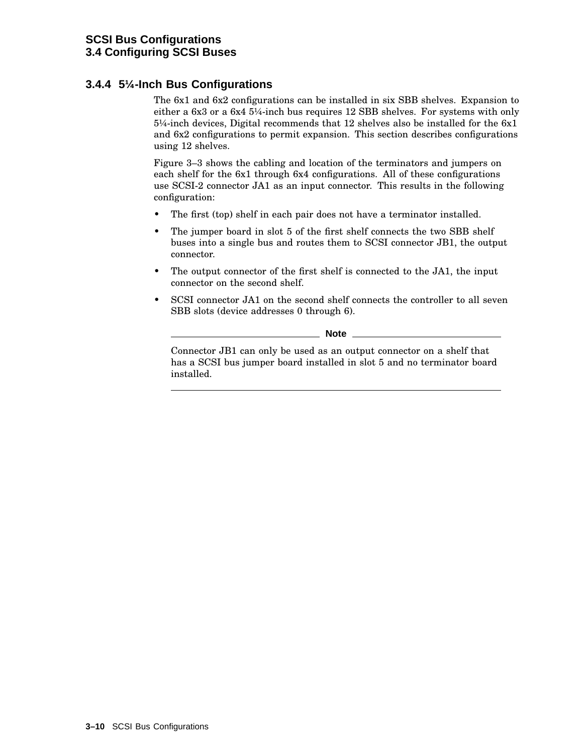### 3.4.4 5¼-Inch Bus Configurations

The 6x1 and 6x2 configurations can be installed in six SBB shelves. Expansion to either a 6x3 or a 6x4 5¼-inch bus requires 12 SBB shelves. For systems with only 5¼-inch devices, Digital recommends that 12 shelves also be installed for the 6x1 and 6x2 configurations to permit expansion. This section describes configurations using 12 shelves.

Figure 3–3 shows the cabling and location of the terminators and jumpers on each shelf for the 6x1 through 6x4 configurations. All of these configurations use SCSI-2 connector JA1 as an input connector. This results in the following configuration:

- The first (top) shelf in each pair does not have a terminator installed.
- The jumper board in slot 5 of the first shelf connects the two SBB shelf buses into a single bus and routes them to SCSI connector JB1, the output connector.
- The output connector of the first shelf is connected to the JA1, the input connector on the second shelf.
- SCSI connector JA1 on the second shelf connects the controller to all seven SBB slots (device addresses 0 through 6).

---

**Note**

Connector JB1 can only be used as an output connector on a shelf that has a SCSI bus jumper board installed in slot 5 and no terminator board installed.

---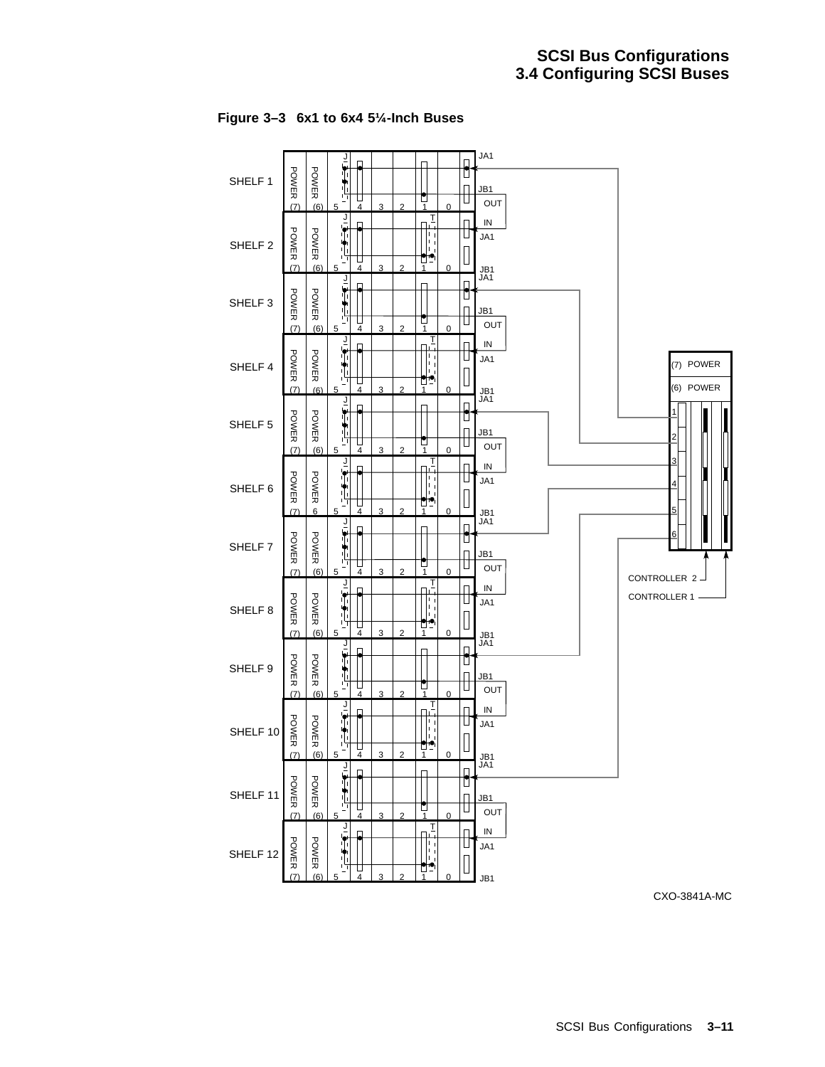**Figure 3–3 6x1 to 6x4 5¼-Inch Buses**

CXO-3841A-MC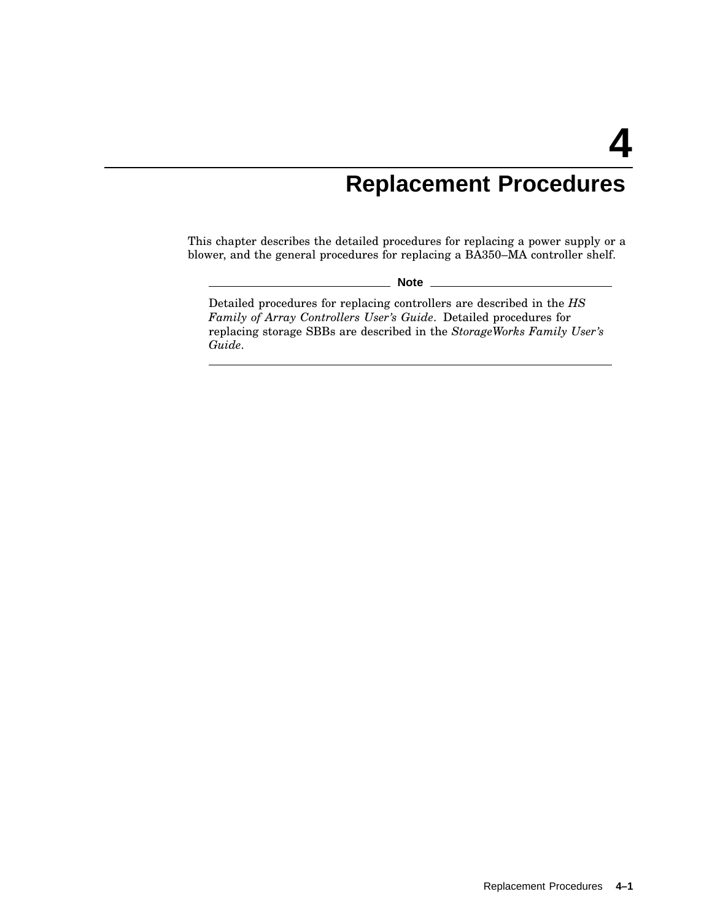# 4 Replacement Procedures

This chapter describes the detailed procedures for replacing a power supply or a blower, and the general procedures for replacing a BA350–MA controller shelf.

**Note**

Detailed procedures for replacing controllers are described in the *HS Family of Array Controllers User's Guide*. Detailed procedures for replacing storage SBBs are described in the *StorageWorks Family User's Guide*.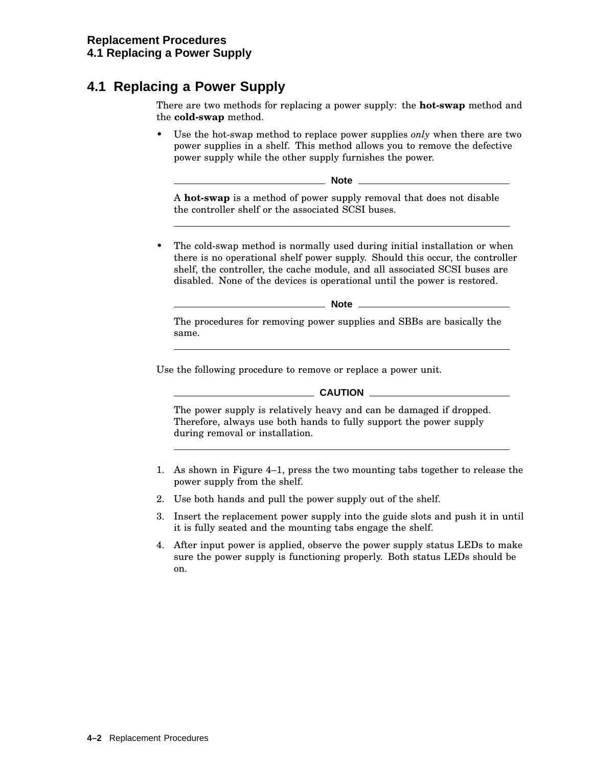## 4.1 Replacing a Power Supply

There are two methods for replacing a power supply: the **hot-swap** method and the **cold-swap** method.

- Use the hot-swap method to replace power supplies *only* when there are two power supplies in a shelf. This method allows you to remove the defective power supply while the other supply furnishes the power.

  **Note**

  A **hot-swap** is a method of power supply removal that does not disable the controller shelf or the associated SCSI buses.

- The cold-swap method is normally used during initial installation or when there is no operational shelf power supply. Should this occur, the controller shelf, the controller, the cache module, and all associated SCSI buses are disabled. None of the devices is operational until the power is restored.

  **Note**

  The procedures for removing power supplies and SBBs are basically the same.

Use the following procedure to remove or replace a power unit.

**CAUTION**

The power supply is relatively heavy and can be damaged if dropped. Therefore, always use both hands to fully support the power supply during removal or installation.

1. As shown in Figure 4–1, press the two mounting tabs together to release the power supply from the shelf.
2. Use both hands and pull the power supply out of the shelf.
3. Insert the replacement power supply into the guide slots and push it in until it is fully seated and the mounting tabs engage the shelf.
4. After input power is applied, observe the power supply status LEDs to make sure the power supply is functioning properly. Both status LEDs should be on.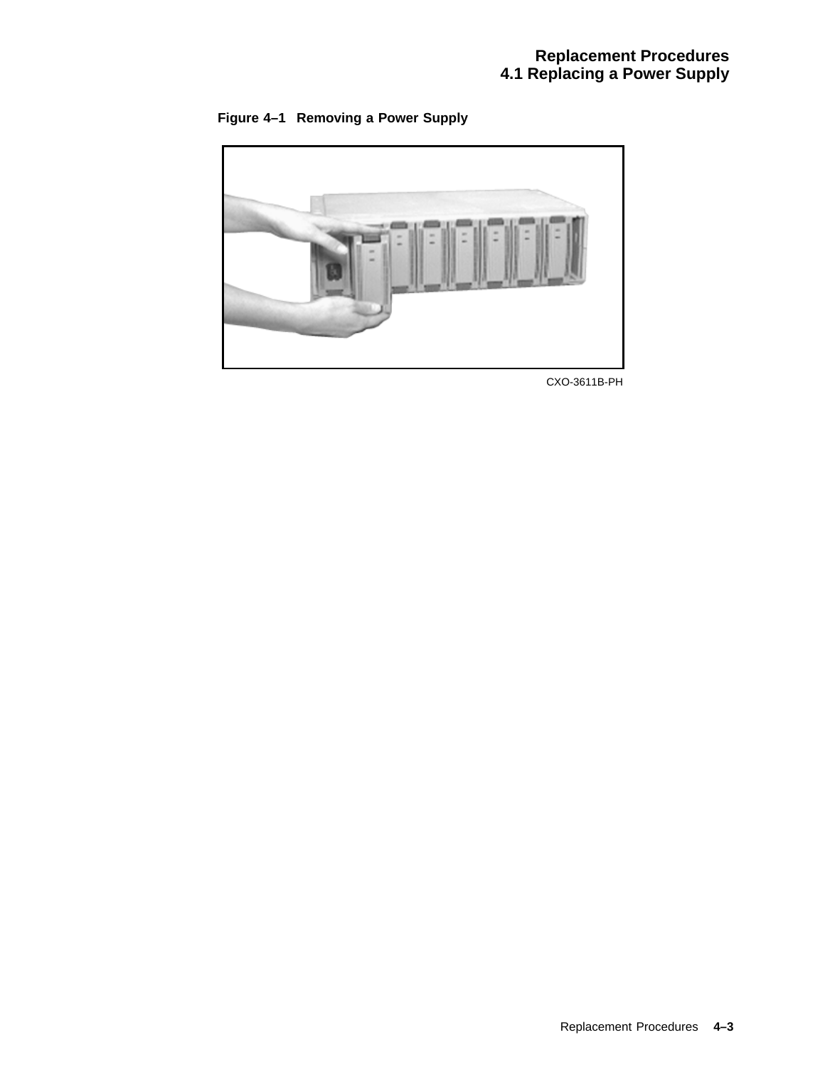**Figure 4–1 Removing a Power Supply**

CXO-3611B-PH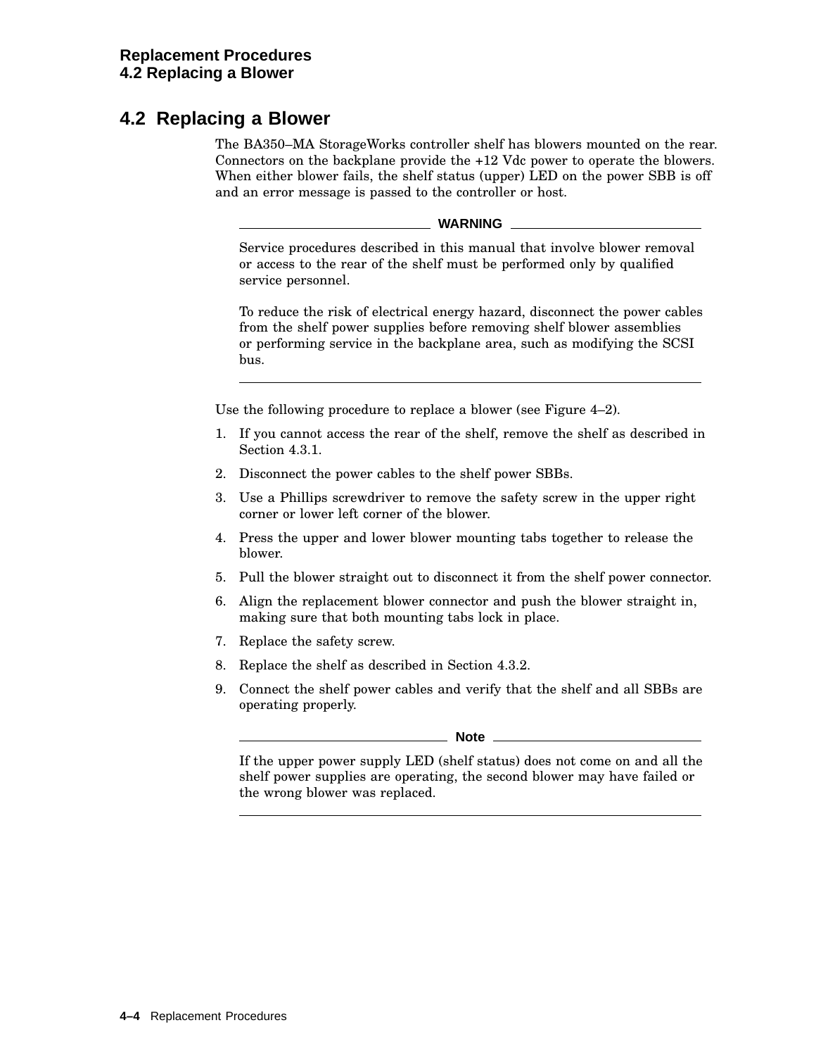## 4.2 Replacing a Blower

The BA350–MA StorageWorks controller shelf has blowers mounted on the rear. Connectors on the backplane provide the +12 Vdc power to operate the blowers. When either blower fails, the shelf status (upper) LED on the power SBB is off and an error message is passed to the controller or host.

---

**WARNING**

Service procedures described in this manual that involve blower removal or access to the rear of the shelf must be performed only by qualified service personnel.

To reduce the risk of electrical energy hazard, disconnect the power cables from the shelf power supplies before removing shelf blower assemblies or performing service in the backplane area, such as modifying the SCSI bus.

---

Use the following procedure to replace a blower (see Figure 4–2).

1. If you cannot access the rear of the shelf, remove the shelf as described in Section 4.3.1.
2. Disconnect the power cables to the shelf power SBBs.
3. Use a Phillips screwdriver to remove the safety screw in the upper right corner or lower left corner of the blower.
4. Press the upper and lower blower mounting tabs together to release the blower.
5. Pull the blower straight out to disconnect it from the shelf power connector.
6. Align the replacement blower connector and push the blower straight in, making sure that both mounting tabs lock in place.
7. Replace the safety screw.
8. Replace the shelf as described in Section 4.3.2.
9. Connect the shelf power cables and verify that the shelf and all SBBs are operating properly.

---

**Note**

If the upper power supply LED (shelf status) does not come on and all the shelf power supplies are operating, the second blower may have failed or the wrong blower was replaced.

---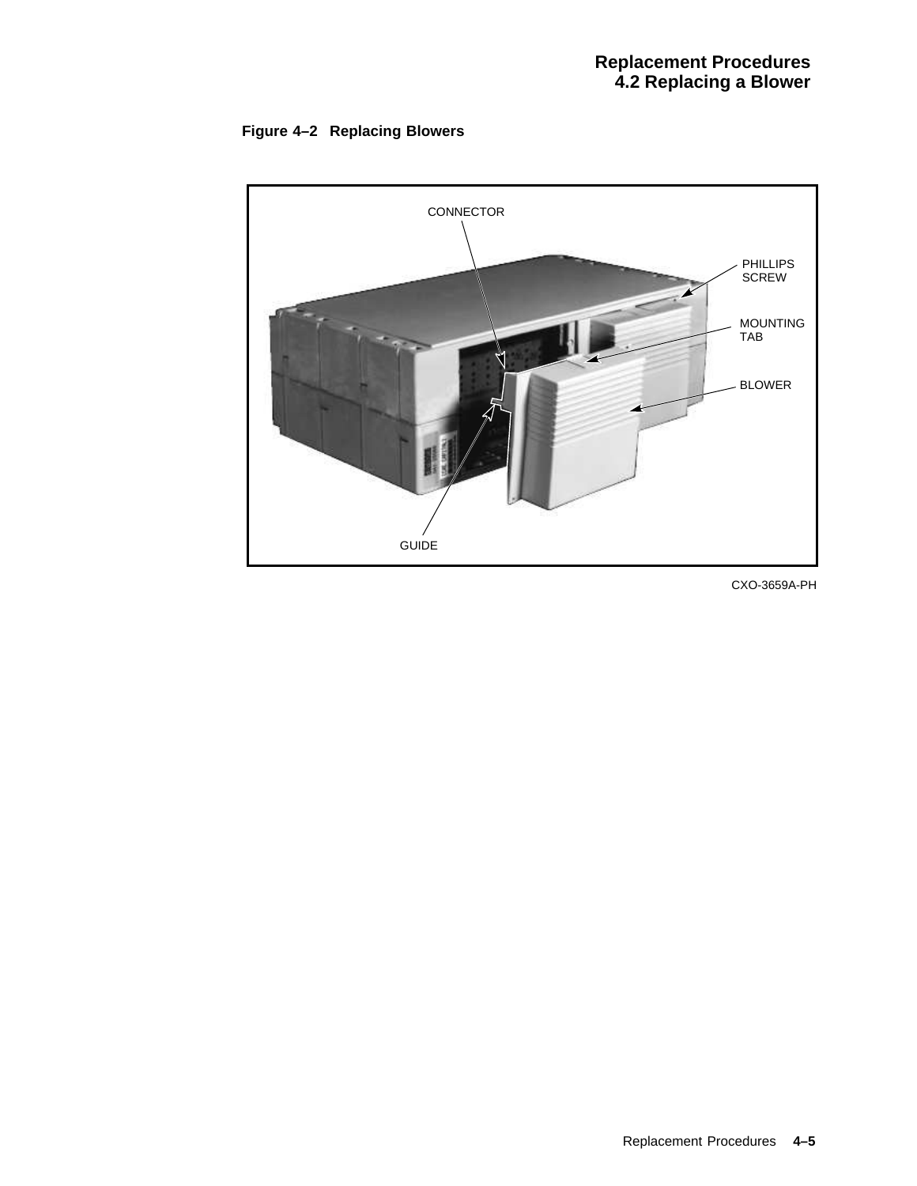**Figure 4–2 Replacing Blowers**

CONNECTOR

PHILLIPS SCREW

MOUNTING TAB

BLOWER

GUIDE

CXO-3659A-PH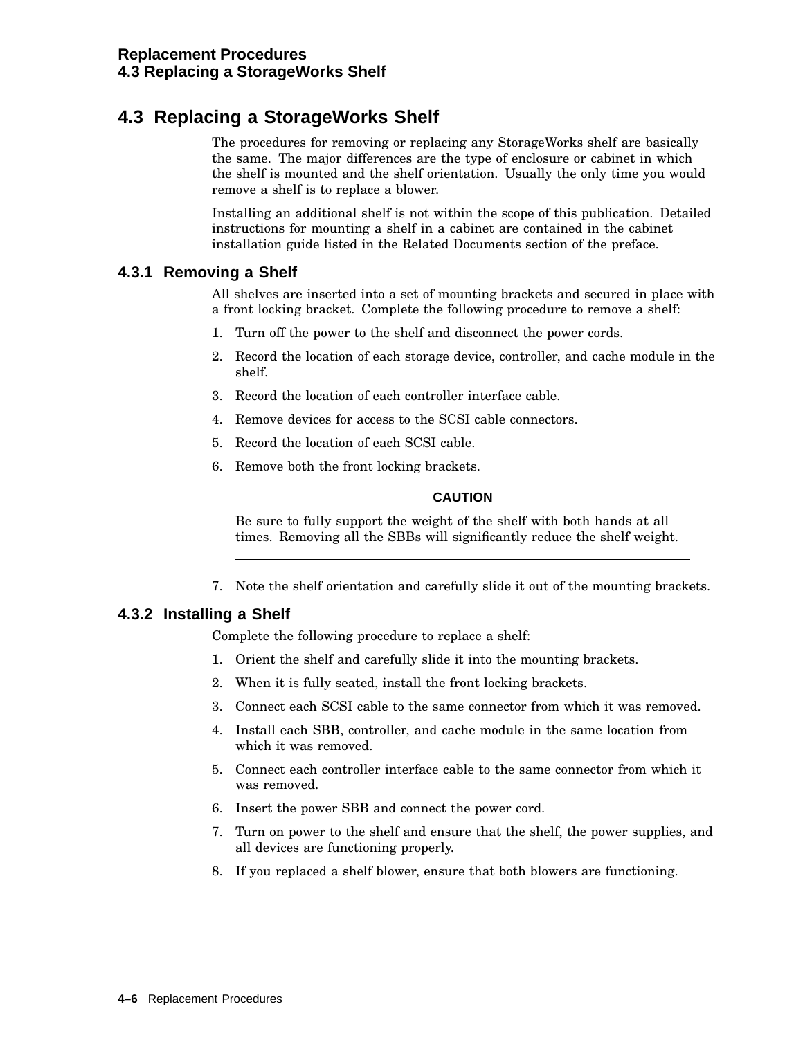## 4.3 Replacing a StorageWorks Shelf

The procedures for removing or replacing any StorageWorks shelf are basically the same. The major differences are the type of enclosure or cabinet in which the shelf is mounted and the shelf orientation. Usually the only time you would remove a shelf is to replace a blower.

Installing an additional shelf is not within the scope of this publication. Detailed instructions for mounting a shelf in a cabinet are contained in the cabinet installation guide listed in the Related Documents section of the preface.

### 4.3.1 Removing a Shelf

All shelves are inserted into a set of mounting brackets and secured in place with a front locking bracket. Complete the following procedure to remove a shelf:

1. Turn off the power to the shelf and disconnect the power cords.
2. Record the location of each storage device, controller, and cache module in the shelf.
3. Record the location of each controller interface cable.
4. Remove devices for access to the SCSI cable connectors.
5. Record the location of each SCSI cable.
6. Remove both the front locking brackets.

**CAUTION**

Be sure to fully support the weight of the shelf with both hands at all times. Removing all the SBBs will significantly reduce the shelf weight.

7. Note the shelf orientation and carefully slide it out of the mounting brackets.

### 4.3.2 Installing a Shelf

Complete the following procedure to replace a shelf:

1. Orient the shelf and carefully slide it into the mounting brackets.
2. When it is fully seated, install the front locking brackets.
3. Connect each SCSI cable to the same connector from which it was removed.
4. Install each SBB, controller, and cache module in the same location from which it was removed.
5. Connect each controller interface cable to the same connector from which it was removed.
6. Insert the power SBB and connect the power cord.
7. Turn on power to the shelf and ensure that the shelf, the power supplies, and all devices are functioning properly.
8. If you replaced a shelf blower, ensure that both blowers are functioning.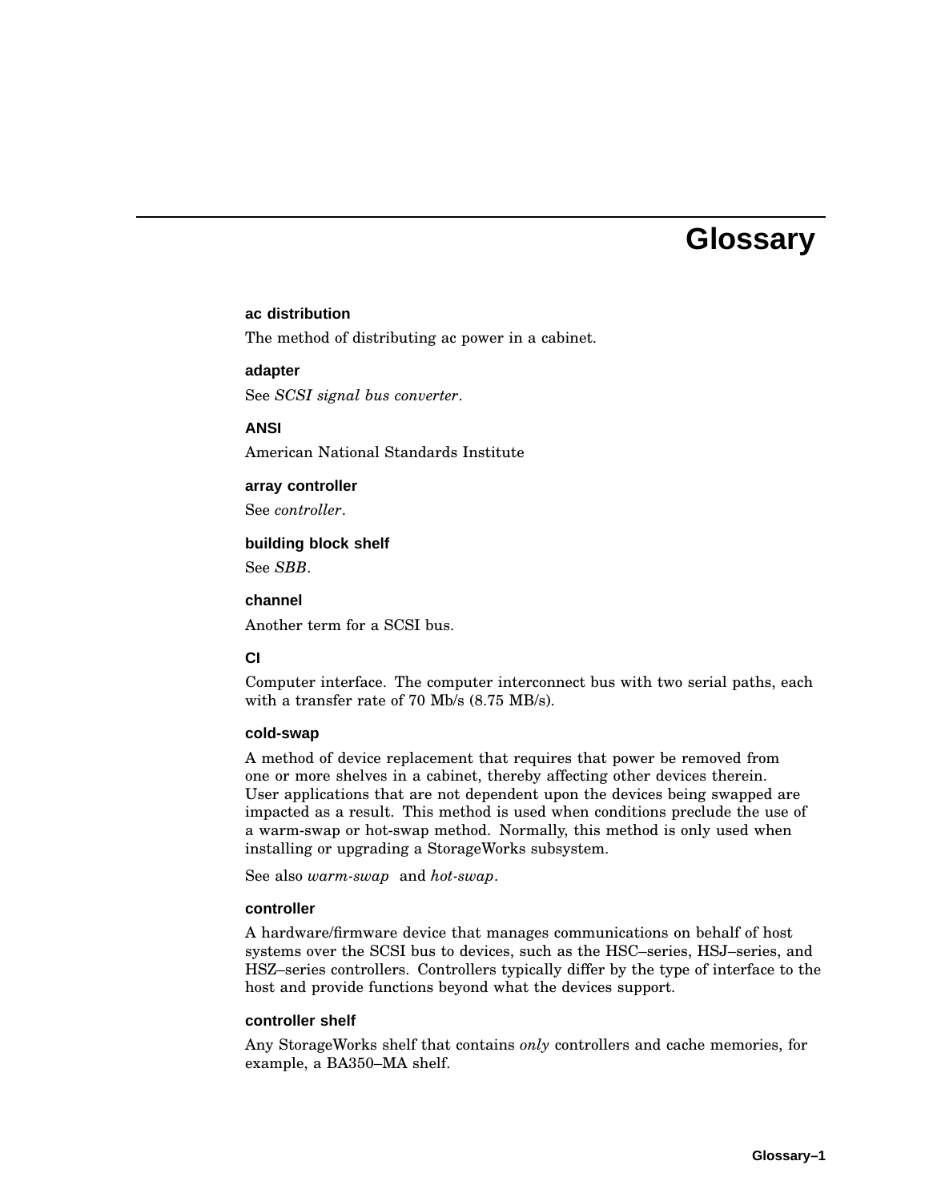# Glossary

### ac distribution

The method of distributing ac power in a cabinet.

### adapter

See *SCSI signal bus converter*.

### ANSI

American National Standards Institute

### array controller

See *controller*.

### building block shelf

See *SBB*.

### channel

Another term for a SCSI bus.

### CI

Computer interface. The computer interconnect bus with two serial paths, each with a transfer rate of 70 Mb/s (8.75 MB/s).

### cold-swap

A method of device replacement that requires that power be removed from one or more shelves in a cabinet, thereby affecting other devices therein. User applications that are not dependent upon the devices being swapped are impacted as a result. This method is used when conditions preclude the use of a warm-swap or hot-swap method. Normally, this method is only used when installing or upgrading a StorageWorks subsystem.

See also *warm-swap* and *hot-swap*.

### controller

A hardware/firmware device that manages communications on behalf of host systems over the SCSI bus to devices, such as the HSC–series, HSJ–series, and HSZ–series controllers. Controllers typically differ by the type of interface to the host and provide functions beyond what the devices support.

### controller shelf

Any StorageWorks shelf that contains *only* controllers and cache memories, for example, a BA350–MA shelf.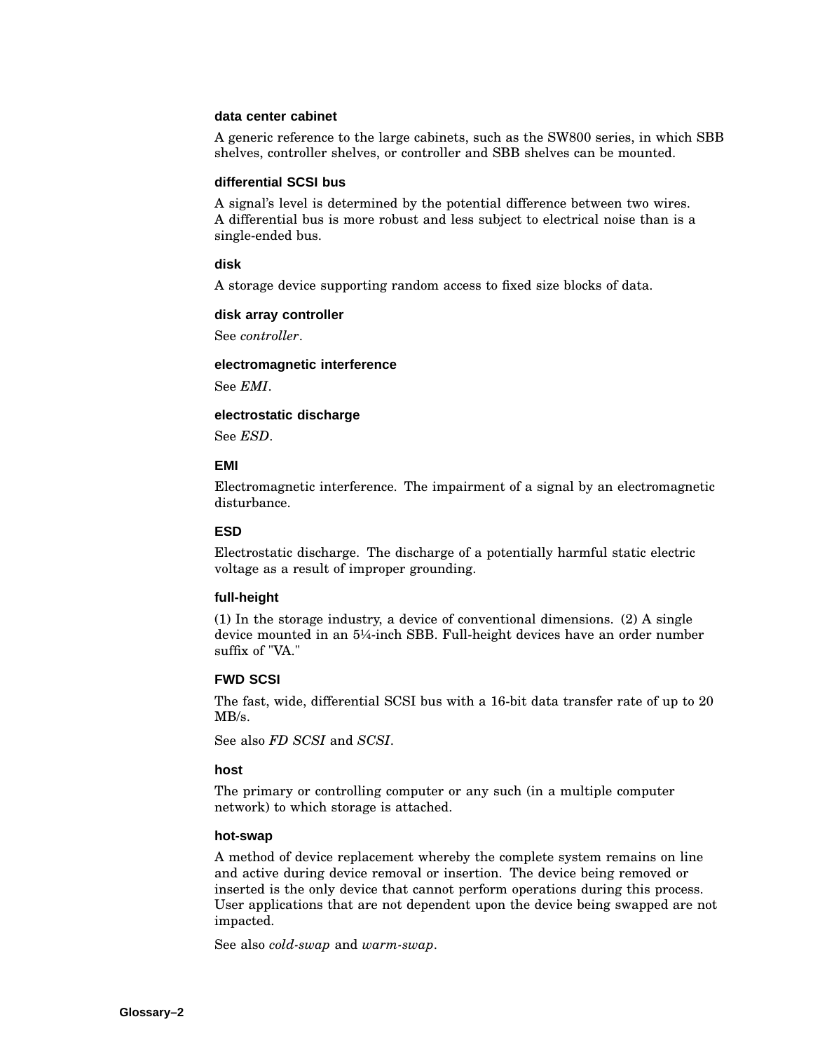### data center cabinet

A generic reference to the large cabinets, such as the SW800 series, in which SBB shelves, controller shelves, or controller and SBB shelves can be mounted.

### differential SCSI bus

A signal's level is determined by the potential difference between two wires. A differential bus is more robust and less subject to electrical noise than is a single-ended bus.

### disk

A storage device supporting random access to fixed size blocks of data.

### disk array controller

See *controller*.

### electromagnetic interference

See *EMI*.

### electrostatic discharge

See *ESD*.

### EMI

Electromagnetic interference. The impairment of a signal by an electromagnetic disturbance.

### ESD

Electrostatic discharge. The discharge of a potentially harmful static electric voltage as a result of improper grounding.

### full-height

(1) In the storage industry, a device of conventional dimensions. (2) A single device mounted in an 5¼-inch SBB. Full-height devices have an order number suffix of "VA."

### FWD SCSI

The fast, wide, differential SCSI bus with a 16-bit data transfer rate of up to 20 MB/s.

See also *FD SCSI* and *SCSI*.

### host

The primary or controlling computer or any such (in a multiple computer network) to which storage is attached.

### hot-swap

A method of device replacement whereby the complete system remains on line and active during device removal or insertion. The device being removed or inserted is the only device that cannot perform operations during this process. User applications that are not dependent upon the device being swapped are not impacted.

See also *cold-swap* and *warm-swap*.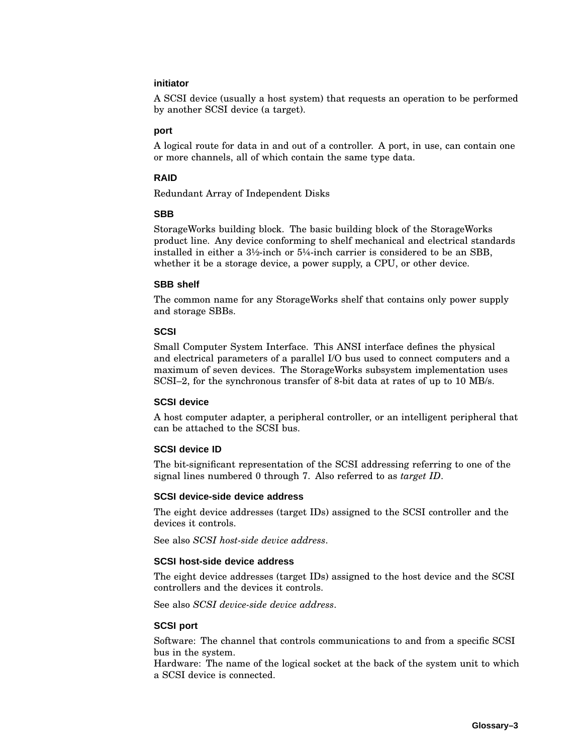### initiator

A SCSI device (usually a host system) that requests an operation to be performed by another SCSI device (a target).

### port

A logical route for data in and out of a controller. A port, in use, can contain one or more channels, all of which contain the same type data.

### RAID

Redundant Array of Independent Disks

### SBB

StorageWorks building block. The basic building block of the StorageWorks product line. Any device conforming to shelf mechanical and electrical standards installed in either a 3½-inch or 5¼-inch carrier is considered to be an SBB, whether it be a storage device, a power supply, a CPU, or other device.

### SBB shelf

The common name for any StorageWorks shelf that contains only power supply and storage SBBs.

### SCSI

Small Computer System Interface. This ANSI interface defines the physical and electrical parameters of a parallel I/O bus used to connect computers and a maximum of seven devices. The StorageWorks subsystem implementation uses SCSI–2, for the synchronous transfer of 8-bit data at rates of up to 10 MB/s.

### SCSI device

A host computer adapter, a peripheral controller, or an intelligent peripheral that can be attached to the SCSI bus.

### SCSI device ID

The bit-significant representation of the SCSI addressing referring to one of the signal lines numbered 0 through 7. Also referred to as *target ID*.

### SCSI device-side device address

The eight device addresses (target IDs) assigned to the SCSI controller and the devices it controls.

See also *SCSI host-side device address*.

### SCSI host-side device address

The eight device addresses (target IDs) assigned to the host device and the SCSI controllers and the devices it controls.

See also *SCSI device-side device address*.

### SCSI port

Software: The channel that controls communications to and from a specific SCSI bus in the system.
Hardware: The name of the logical socket at the back of the system unit to which a SCSI device is connected.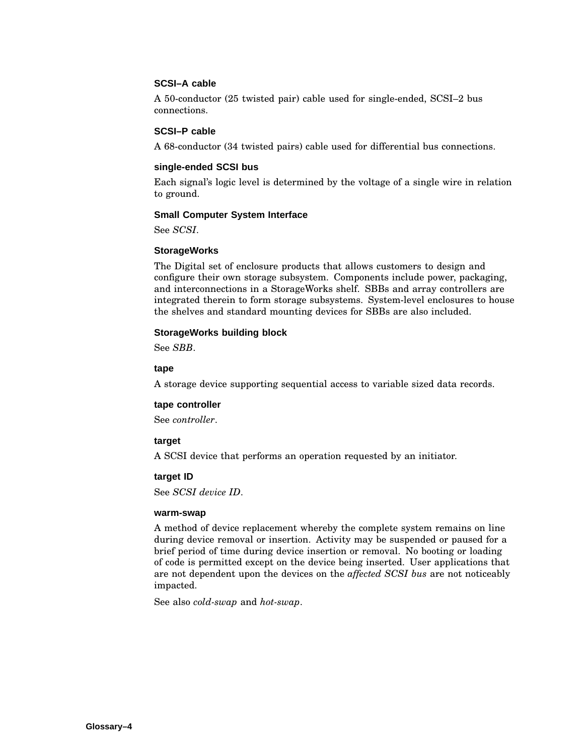### SCSI–A cable

A 50-conductor (25 twisted pair) cable used for single-ended, SCSI–2 bus connections.

### SCSI–P cable

A 68-conductor (34 twisted pairs) cable used for differential bus connections.

### single-ended SCSI bus

Each signal's logic level is determined by the voltage of a single wire in relation to ground.

### Small Computer System Interface

See *SCSI*.

### StorageWorks

The Digital set of enclosure products that allows customers to design and configure their own storage subsystem. Components include power, packaging, and interconnections in a StorageWorks shelf. SBBs and array controllers are integrated therein to form storage subsystems. System-level enclosures to house the shelves and standard mounting devices for SBBs are also included.

### StorageWorks building block

See *SBB*.

### tape

A storage device supporting sequential access to variable sized data records.

### tape controller

See *controller*.

### target

A SCSI device that performs an operation requested by an initiator.

### target ID

See *SCSI device ID*.

### warm-swap

A method of device replacement whereby the complete system remains on line during device removal or insertion. Activity may be suspended or paused for a brief period of time during device insertion or removal. No booting or loading of code is permitted except on the device being inserted. User applications that are not dependent upon the devices on the *affected SCSI bus* are not noticeably impacted.

See also *cold-swap* and *hot-swap*.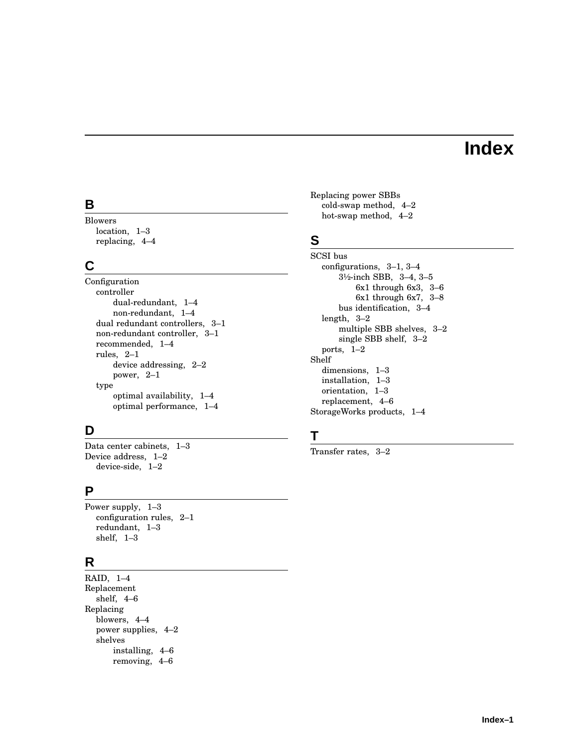# Index

## B

Blowers
- location, 1–3
- replacing, 4–4

## C

Configuration
- controller
  - dual-redundant, 1–4
  - non-redundant, 1–4
- dual redundant controllers, 3–1
- non-redundant controller, 3–1
- recommended, 1–4
- rules, 2–1
  - device addressing, 2–2
  - power, 2–1
- type
  - optimal availability, 1–4
  - optimal performance, 1–4

## D

Data center cabinets, 1–3
Device address, 1–2
- device-side, 1–2

## P

Power supply, 1–3
- configuration rules, 2–1
- redundant, 1–3
- shelf, 1–3

## R

RAID, 1–4
Replacement
- shelf, 4–6

Replacing
- blowers, 4–4
- power supplies, 4–2
- shelves
  - installing, 4–6
  - removing, 4–6

Replacing power SBBs
- cold-swap method, 4–2
- hot-swap method, 4–2

## S

SCSI bus
- configurations, 3–1, 3–4
  - 3½-inch SBB, 3–4, 3–5
    - 6x1 through 6x3, 3–6
    - 6x1 through 6x7, 3–8
  - bus identification, 3–4
- length, 3–2
  - multiple SBB shelves, 3–2
  - single SBB shelf, 3–2
- ports, 1–2

Shelf
- dimensions, 1–3
- installation, 1–3
- orientation, 1–3
- replacement, 4–6

StorageWorks products, 1–4

## T

Transfer rates, 3–2